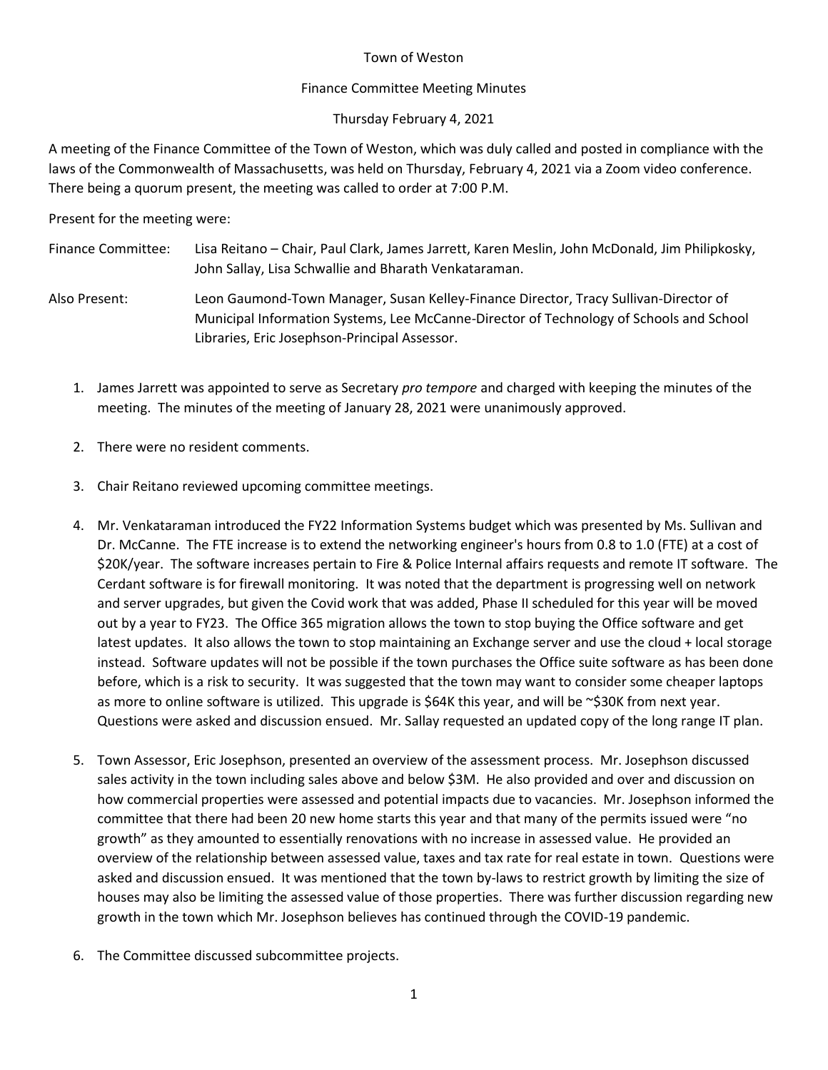Town of Weston

Finance Committee Meeting Minutes

Thursday February 4, 2021

A meeting of the Finance Committee of the Town of Weston, which was duly called and posted in compliance with the laws of the Commonwealth of Massachusetts, was held on Thursday, February 4, 2021 via a Zoom video conference. There being a quorum present, the meeting was called to order at 7:00 P.M.

Present for the meeting were:

Finance Committee: Lisa Reitano – Chair, Paul Clark, James Jarrett, Karen Meslin, John McDonald, Jim Philipkosky, John Sallay, Lisa Schwallie and Bharath Venkataraman.

Also Present: Leon Gaumond-Town Manager, Susan Kelley-Finance Director, Tracy Sullivan-Director of Municipal Information Systems, Lee McCanne-Director of Technology of Schools and School Libraries, Eric Josephson-Principal Assessor.

1. James Jarrett was appointed to serve as Secretary *pro tempore* and charged with keeping the minutes of the meeting. The minutes of the meeting of January 28, 2021 were unanimously approved.

2. There were no resident comments.

3. Chair Reitano reviewed upcoming committee meetings.

4. Mr. Venkataraman introduced the FY22 Information Systems budget which was presented by Ms. Sullivan and Dr. McCanne. The FTE increase is to extend the networking engineer's hours from 0.8 to 1.0 (FTE) at a cost of $20K/year. The software increases pertain to Fire & Police Internal affairs requests and remote IT software. The Cerdant software is for firewall monitoring. It was noted that the department is progressing well on network and server upgrades, but given the Covid work that was added, Phase II scheduled for this year will be moved out by a year to FY23. The Office 365 migration allows the town to stop buying the Office software and get latest updates. It also allows the town to stop maintaining an Exchange server and use the cloud + local storage instead. Software updates will not be possible if the town purchases the Office suite software as has been done before, which is a risk to security. It was suggested that the town may want to consider some cheaper laptops as more to online software is utilized. This upgrade is $64K this year, and will be ~$30K from next year. Questions were asked and discussion ensued. Mr. Sallay requested an updated copy of the long range IT plan.

5. Town Assessor, Eric Josephson, presented an overview of the assessment process. Mr. Josephson discussed sales activity in the town including sales above and below $3M. He also provided and over and discussion on how commercial properties were assessed and potential impacts due to vacancies. Mr. Josephson informed the committee that there had been 20 new home starts this year and that many of the permits issued were "no growth" as they amounted to essentially renovations with no increase in assessed value. He provided an overview of the relationship between assessed value, taxes and tax rate for real estate in town. Questions were asked and discussion ensued. It was mentioned that the town by-laws to restrict growth by limiting the size of houses may also be limiting the assessed value of those properties. There was further discussion regarding new growth in the town which Mr. Josephson believes has continued through the COVID-19 pandemic.

6. The Committee discussed subcommittee projects.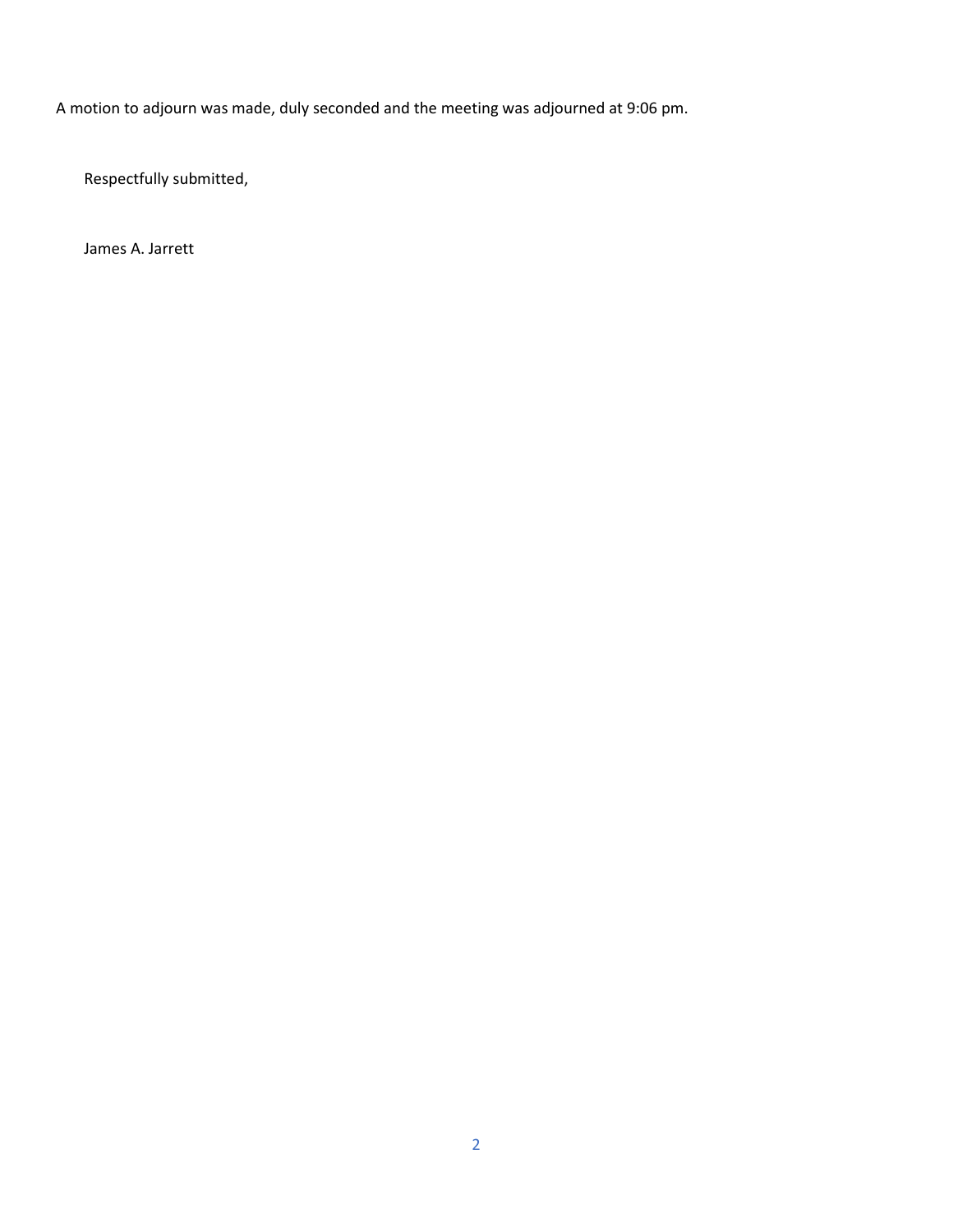A motion to adjourn was made, duly seconded and the meeting was adjourned at 9:06 pm.

Respectfully submitted,

James A. Jarrett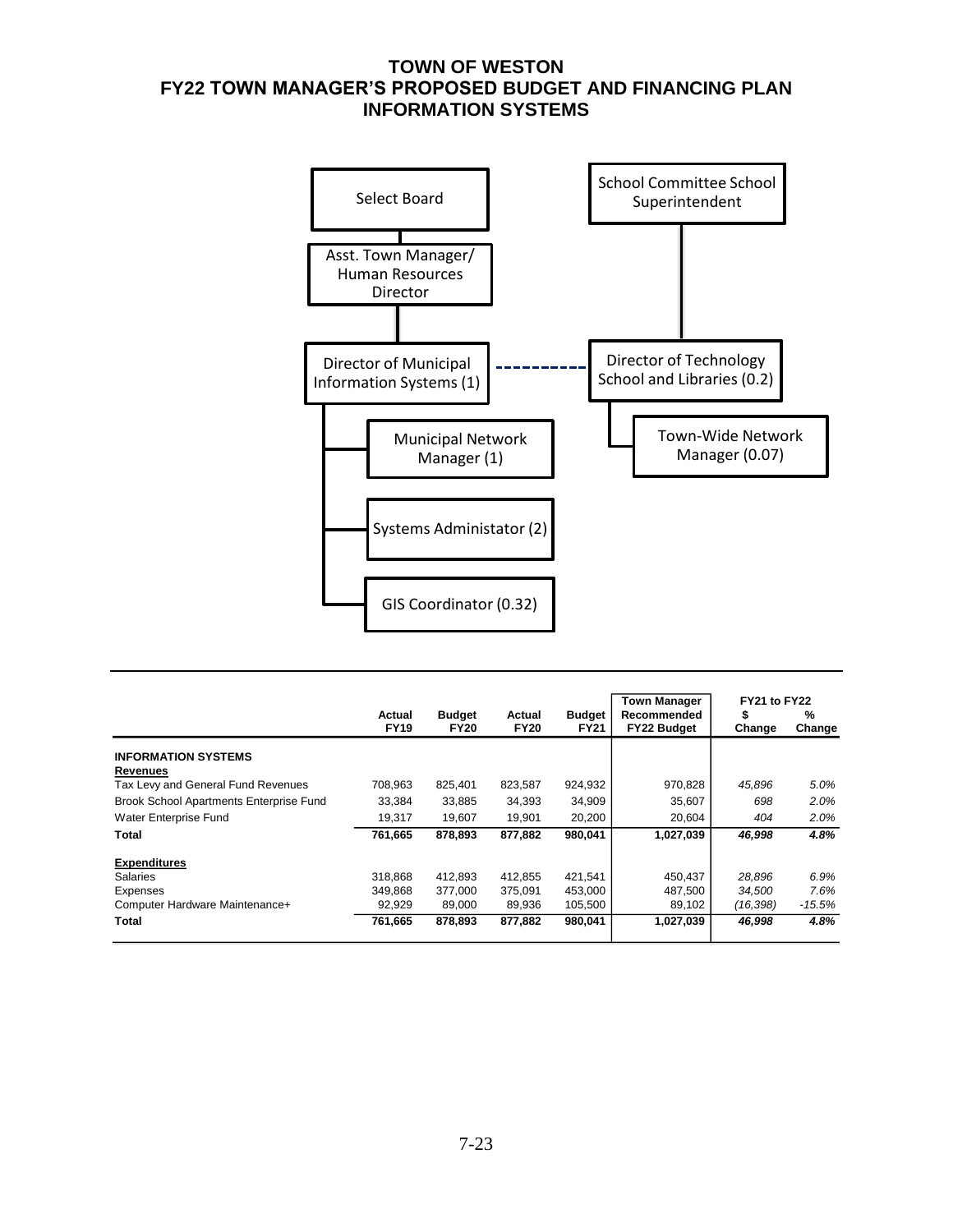# TOWN OF WESTON
## FY22 TOWN MANAGER'S PROPOSED BUDGET AND FINANCING PLAN
## INFORMATION SYSTEMS

Select Board

Asst. Town Manager/ Human Resources Director

Director of Municipal Information Systems (1)

Municipal Network Manager (1)

Systems Administator (2)

GIS Coordinator (0.32)

School Committee School Superintendent

Director of Technology School and Libraries (0.2)

Town-Wide Network Manager (0.07)

| | Actual FY19 | Budget FY20 | Actual FY20 | Budget FY21 | Town Manager Recommended FY22 Budget | FY21 to FY22 $ Change | FY21 to FY22 % Change |
|---|---|---|---|---|---|---|---|
| **INFORMATION SYSTEMS** | | | | | | | |
| **Revenues** | | | | | | | |
| Tax Levy and General Fund Revenues | 708,963 | 825,401 | 823,587 | 924,932 | 970,828 | *45,896* | *5.0%* |
| Brook School Apartments Enterprise Fund | 33,384 | 33,885 | 34,393 | 34,909 | 35,607 | *698* | *2.0%* |
| Water Enterprise Fund | 19,317 | 19,607 | 19,901 | 20,200 | 20,604 | *404* | *2.0%* |
| **Total** | **761,665** | **878,893** | **877,882** | **980,041** | **1,027,039** | ***46,998*** | ***4.8%*** |
| **Expenditures** | | | | | | | |
| Salaries | 318,868 | 412,893 | 412,855 | 421,541 | 450,437 | *28,896* | *6.9%* |
| Expenses | 349,868 | 377,000 | 375,091 | 453,000 | 487,500 | *34,500* | *7.6%* |
| Computer Hardware Maintenance+ | 92,929 | 89,000 | 89,936 | 105,500 | 89,102 | *(16,398)* | *-15.5%* |
| **Total** | **761,665** | **878,893** | **877,882** | **980,041** | **1,027,039** | ***46,998*** | ***4.8%*** |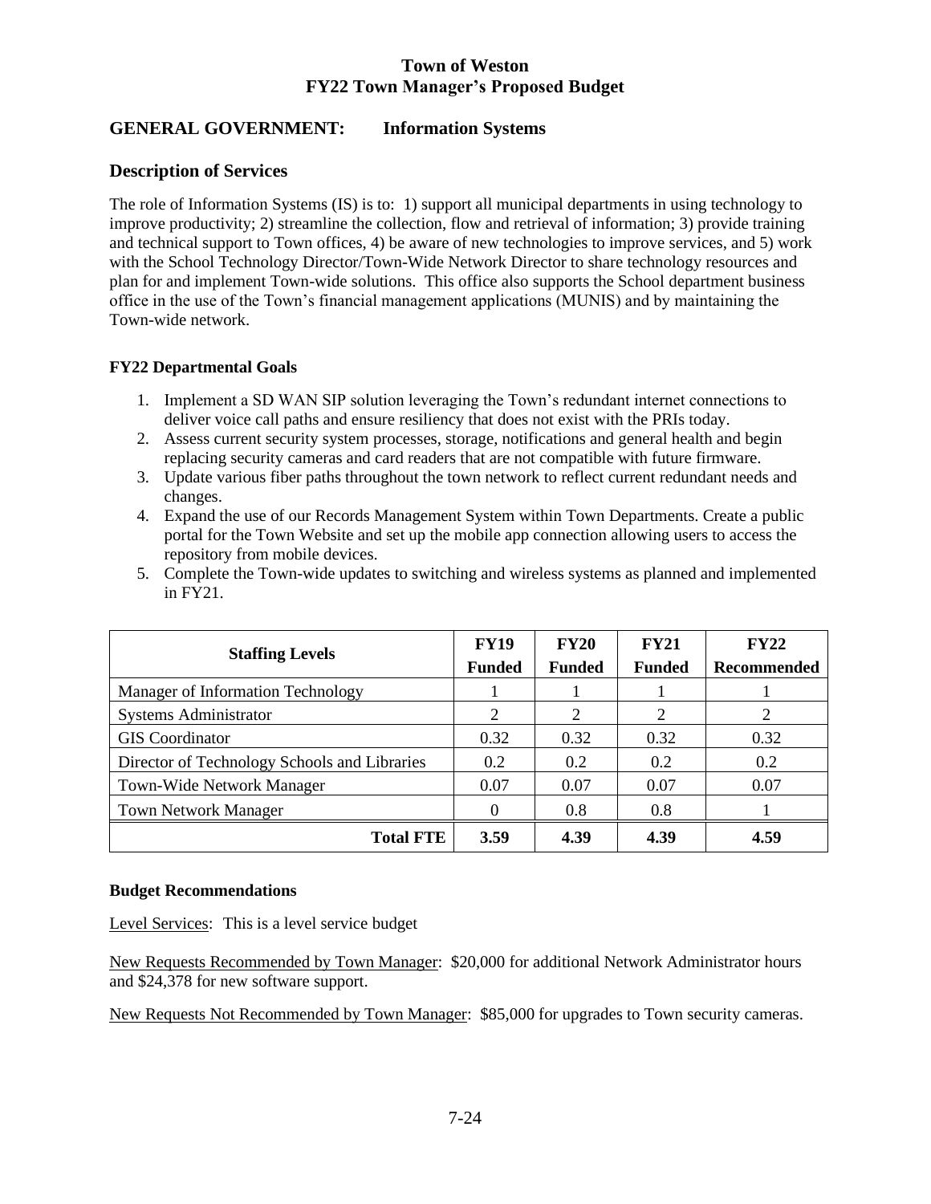**Town of Weston**
**FY22 Town Manager's Proposed Budget**

## GENERAL GOVERNMENT: Information Systems

### Description of Services

The role of Information Systems (IS) is to: 1) support all municipal departments in using technology to improve productivity; 2) streamline the collection, flow and retrieval of information; 3) provide training and technical support to Town offices, 4) be aware of new technologies to improve services, and 5) work with the School Technology Director/Town-Wide Network Director to share technology resources and plan for and implement Town-wide solutions. This office also supports the School department business office in the use of the Town's financial management applications (MUNIS) and by maintaining the Town-wide network.

**FY22 Departmental Goals**

1. Implement a SD WAN SIP solution leveraging the Town's redundant internet connections to deliver voice call paths and ensure resiliency that does not exist with the PRIs today.
2. Assess current security system processes, storage, notifications and general health and begin replacing security cameras and card readers that are not compatible with future firmware.
3. Update various fiber paths throughout the town network to reflect current redundant needs and changes.
4. Expand the use of our Records Management System within Town Departments. Create a public portal for the Town Website and set up the mobile app connection allowing users to access the repository from mobile devices.
5. Complete the Town-wide updates to switching and wireless systems as planned and implemented in FY21.

| Staffing Levels | FY19 Funded | FY20 Funded | FY21 Funded | FY22 Recommended |
|---|---|---|---|---|
| Manager of Information Technology | 1 | 1 | 1 | 1 |
| Systems Administrator | 2 | 2 | 2 | 2 |
| GIS Coordinator | 0.32 | 0.32 | 0.32 | 0.32 |
| Director of Technology Schools and Libraries | 0.2 | 0.2 | 0.2 | 0.2 |
| Town-Wide Network Manager | 0.07 | 0.07 | 0.07 | 0.07 |
| Town Network Manager | 0 | 0.8 | 0.8 | 1 |
| **Total FTE** | **3.59** | **4.39** | **4.39** | **4.59** |

**Budget Recommendations**

Level Services: This is a level service budget

New Requests Recommended by Town Manager: $20,000 for additional Network Administrator hours and $24,378 for new software support.

New Requests Not Recommended by Town Manager: $85,000 for upgrades to Town security cameras.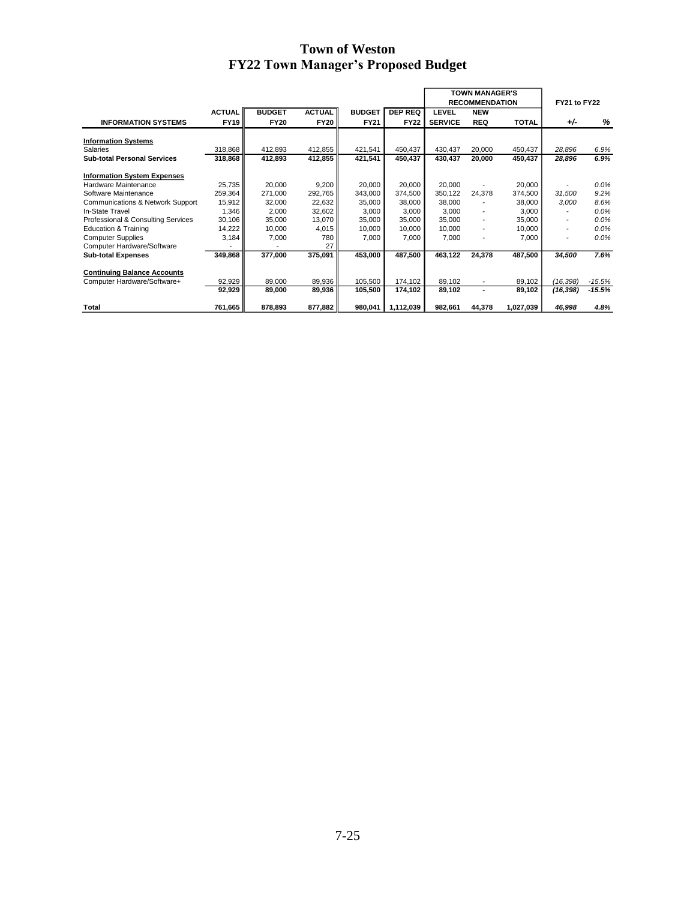# Town of Weston
## FY22 Town Manager's Proposed Budget

| INFORMATION SYSTEMS | ACTUAL FY19 | BUDGET FY20 | ACTUAL FY20 | BUDGET FY21 | DEP REQ FY22 | TOWN MANAGER'S RECOMMENDATION LEVEL SERVICE | NEW REQ | TOTAL | FY21 to FY22 +/- | % |
|---|---|---|---|---|---|---|---|---|---|---|
| **Information Systems** | | | | | | | | | | |
| Salaries | 318,868 | 412,893 | 412,855 | 421,541 | 450,437 | 430,437 | 20,000 | 450,437 | *28,896* | *6.9%* |
| **Sub-total Personal Services** | **318,868** | **412,893** | **412,855** | **421,541** | **450,437** | **430,437** | **20,000** | **450,437** | ***28,896*** | ***6.9%*** |
| **Information System Expenses** | | | | | | | | | | |
| Hardware Maintenance | 25,735 | 20,000 | 9,200 | 20,000 | 20,000 | 20,000 | - | 20,000 | - | *0.0%* |
| Software Maintenance | 259,364 | 271,000 | 292,765 | 343,000 | 374,500 | 350,122 | 24,378 | 374,500 | *31,500* | *9.2%* |
| Communications & Network Support | 15,912 | 32,000 | 22,632 | 35,000 | 38,000 | 38,000 | - | 38,000 | *3,000* | *8.6%* |
| In-State Travel | 1,346 | 2,000 | 32,602 | 3,000 | 3,000 | 3,000 | - | 3,000 | - | *0.0%* |
| Professional & Consulting Services | 30,106 | 35,000 | 13,070 | 35,000 | 35,000 | 35,000 | - | 35,000 | - | *0.0%* |
| Education & Training | 14,222 | 10,000 | 4,015 | 10,000 | 10,000 | 10,000 | - | 10,000 | - | *0.0%* |
| Computer Supplies | 3,184 | 7,000 | 780 | 7,000 | 7,000 | 7,000 | - | 7,000 | - | *0.0%* |
| Computer Hardware/Software | - | - | 27 | | | | | | | |
| **Sub-total Expenses** | **349,868** | **377,000** | **375,091** | **453,000** | **487,500** | **463,122** | **24,378** | **487,500** | ***34,500*** | ***7.6%*** |
| **Continuing Balance Accounts** | | | | | | | | | | |
| Computer Hardware/Software+ | 92,929 | 89,000 | 89,936 | 105,500 | 174,102 | 89,102 | - | 89,102 | *(16,398)* | *-15.5%* |
| | **92,929** | **89,000** | **89,936** | **105,500** | **174,102** | **89,102** | **-** | **89,102** | ***(16,398)*** | ***-15.5%*** |
| **Total** | **761,665** | **878,893** | **877,882** | **980,041** | **1,112,039** | **982,661** | **44,378** | **1,027,039** | ***46,998*** | ***4.8%*** |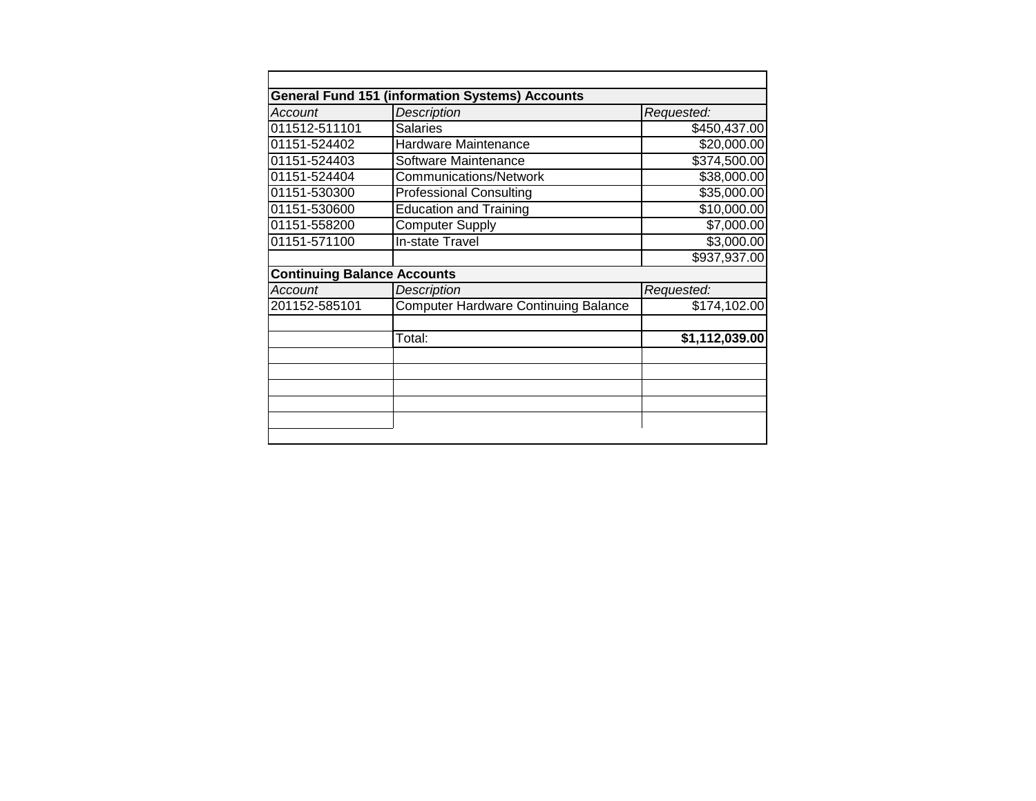| **General Fund 151 (information Systems) Accounts** | | |
|---|---|---|
| *Account* | *Description* | *Requested:* |
| 011512-511101 | Salaries | $450,437.00 |
| 01151-524402 | Hardware Maintenance | $20,000.00 |
| 01151-524403 | Software Maintenance | $374,500.00 |
| 01151-524404 | Communications/Network | $38,000.00 |
| 01151-530300 | Professional Consulting | $35,000.00 |
| 01151-530600 | Education and Training | $10,000.00 |
| 01151-558200 | Computer Supply | $7,000.00 |
| 01151-571100 | In-state Travel | $3,000.00 |
| | | $937,937.00 |
| **Continuing Balance Accounts** | | |
| *Account* | *Description* | *Requested:* |
| 201152-585101 | Computer Hardware Continuing Balance | $174,102.00 |
| | | |
| | Total: | **$1,112,039.00** |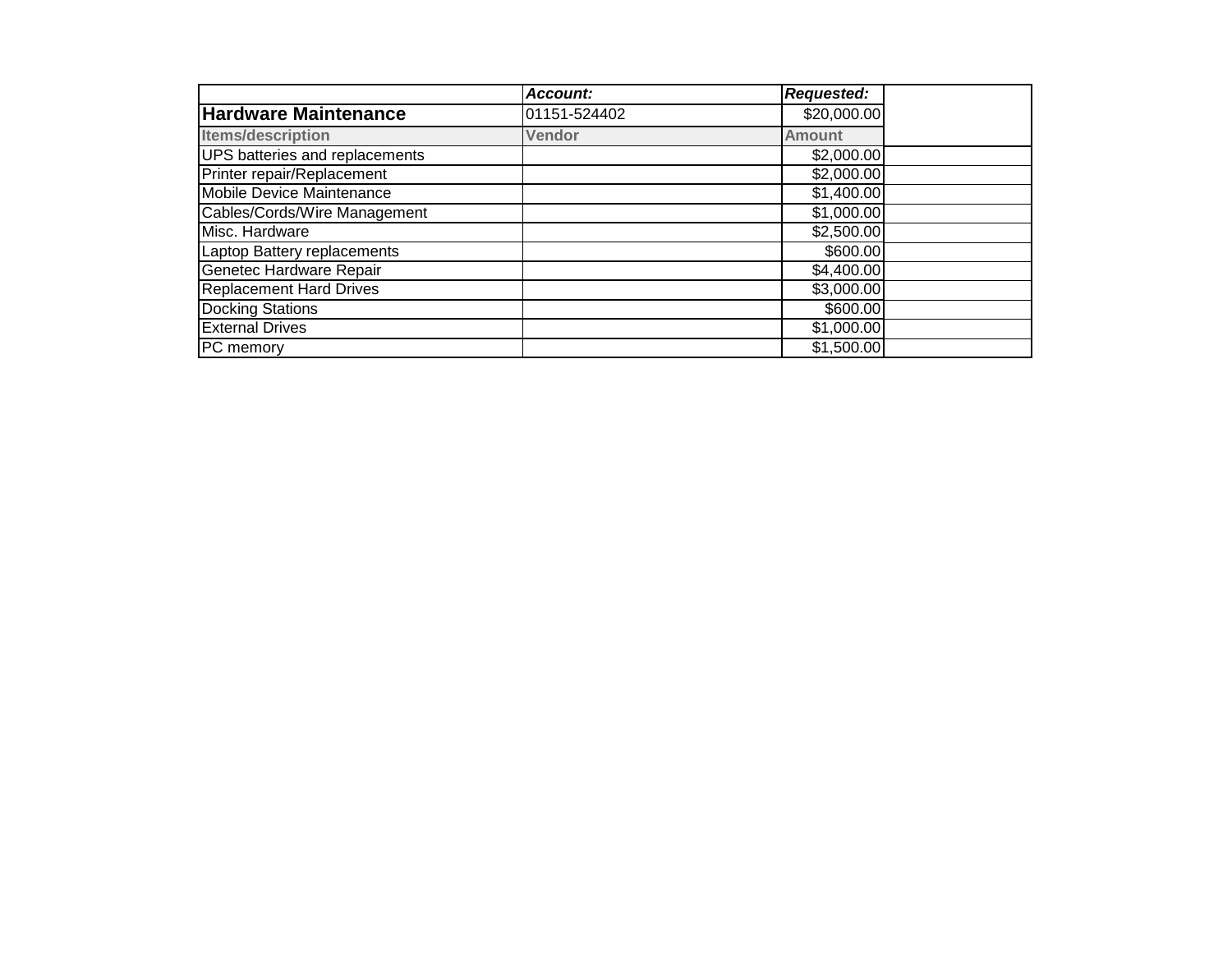| | ***Account:*** | ***Requested:*** | |
|---|---|---|---|
| **Hardware Maintenance** | 01151-524402 | $20,000.00 | |
| **Items/description** | **Vendor** | **Amount** | |
| UPS batteries and replacements | | $2,000.00 | |
| Printer repair/Replacement | | $2,000.00 | |
| Mobile Device Maintenance | | $1,400.00 | |
| Cables/Cords/Wire Management | | $1,000.00 | |
| Misc. Hardware | | $2,500.00 | |
| Laptop Battery replacements | | $600.00 | |
| Genetec Hardware Repair | | $4,400.00 | |
| Replacement Hard Drives | | $3,000.00 | |
| Docking Stations | | $600.00 | |
| External Drives | | $1,000.00 | |
| PC memory | | $1,500.00 | |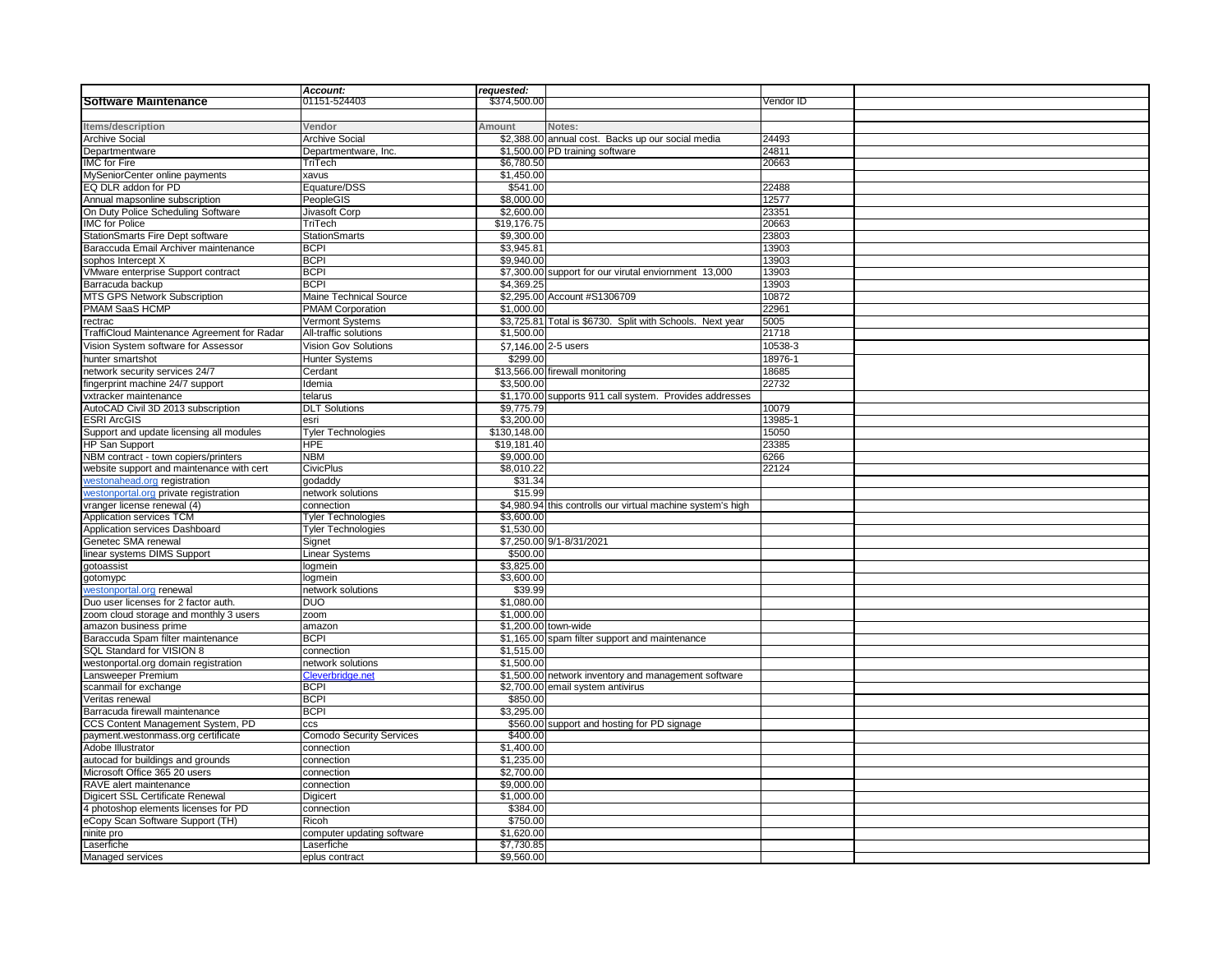| Software Maintenance | Account: 01151-524403 | requested: $374,500.00 | | Vendor ID | |
|---|---|---|---|---|---|
| | | | | | |
| Items/description | Vendor | Amount | Notes: | | |
| Archive Social | Archive Social | $2,388.00 | annual cost. Backs up our social media | 24493 | |
| Departmentware | Departmentware, Inc. | $1,500.00 | PD training software | 24811 | |
| IMC for Fire | TriTech | $6,780.50 | | 20663 | |
| MySeniorCenter online payments | xavus | $1,450.00 | | | |
| EQ DLR addon for PD | Equature/DSS | $541.00 | | 22488 | |
| Annual mapsonline subscription | PeopleGIS | $8,000.00 | | 12577 | |
| On Duty Police Scheduling Software | Jivasoft Corp | $2,600.00 | | 23351 | |
| IMC for Police | TriTech | $19,176.75 | | 20663 | |
| StationSmarts Fire Dept software | StationSmarts | $9,300.00 | | 23803 | |
| Baraccuda Email Archiver maintenance | BCPI | $3,945.81 | | 13903 | |
| sophos Intercept X | BCPI | $9,940.00 | | 13903 | |
| VMware enterprise Support contract | BCPI | $7,300.00 | support for our virutal enviornment 13,000 | 13903 | |
| Barracuda backup | BCPI | $4,369.25 | | 13903 | |
| MTS GPS Network Subscription | Maine Technical Source | $2,295.00 | Account #S1306709 | 10872 | |
| PMAM SaaS HCMP | PMAM Corporation | $1,000.00 | | 22961 | |
| rectrac | Vermont Systems | $3,725.81 | Total is $6730. Split with Schools. Next year | 5005 | |
| TraffiCloud Maintenance Agreement for Radar | All-traffic solutions | $1,500.00 | | 21718 | |
| Vision System software for Assessor | Vision Gov Solutions | $7,146.00 | 2-5 users | 10538-3 | |
| hunter smartshot | Hunter Systems | $299.00 | | 18976-1 | |
| network security services 24/7 | Cerdant | $13,566.00 | firewall monitoring | 18685 | |
| fingerprint machine 24/7 support | Idemia | $3,500.00 | | 22732 | |
| vxtracker maintenance | telarus | $1,170.00 | supports 911 call system. Provides addresses | | |
| AutoCAD Civil 3D 2013 subscription | DLT Solutions | $9,775.79 | | 10079 | |
| ESRI ArcGIS | esri | $3,200.00 | | 13985-1 | |
| Support and update licensing all modules | Tyler Technologies | $130,148.00 | | 15050 | |
| HP San Support | HPE | $19,181.40 | | 23385 | |
| NBM contract - town copiers/printers | NBM | $9,000.00 | | 6266 | |
| website support and maintenance with cert | CivicPlus | $8,010.22 | | 22124 | |
| westonahead.org registration | godaddy | $31.34 | | | |
| westonportal.org private registration | network solutions | $15.99 | | | |
| vranger license renewal (4) | connection | $4,980.94 | this controlls our virtual machine system's high | | |
| Application services TCM | Tyler Technologies | $3,600.00 | | | |
| Application services Dashboard | Tyler Technologies | $1,530.00 | | | |
| Genetec SMA renewal | Signet | $7,250.00 | 9/1-8/31/2021 | | |
| linear systems DIMS Support | Linear Systems | $500.00 | | | |
| gotoassist | logmein | $3,825.00 | | | |
| gotomypc | logmein | $3,600.00 | | | |
| westonportal.org renewal | network solutions | $39.99 | | | |
| Duo user licenses for 2 factor auth. | DUO | $1,080.00 | | | |
| zoom cloud storage and monthly 3 users | zoom | $1,000.00 | | | |
| amazon business prime | amazon | $1,200.00 | town-wide | | |
| Baraccuda Spam filter maintenance | BCPI | $1,165.00 | spam filter support and maintenance | | |
| SQL Standard for VISION 8 | connection | $1,515.00 | | | |
| westonportal.org domain registration | network solutions | $1,500.00 | | | |
| Lansweeper Premium | Cleverbridge.net | $1,500.00 | network inventory and management software | | |
| scanmail for exchange | BCPI | $2,700.00 | email system antivirus | | |
| Veritas renewal | BCPI | $850.00 | | | |
| Barracuda firewall maintenance | BCPI | $3,295.00 | | | |
| CCS Content Management System, PD | ccs | $560.00 | support and hosting for PD signage | | |
| payment.westonmass.org certificate | Comodo Security Services | $400.00 | | | |
| Adobe Illustrator | connection | $1,400.00 | | | |
| autocad for buildings and grounds | connection | $1,235.00 | | | |
| Microsoft Office 365 20 users | connection | $2,700.00 | | | |
| RAVE alert maintenance | connection | $9,000.00 | | | |
| Digicert SSL Certificate Renewal | Digicert | $1,000.00 | | | |
| 4 photoshop elements licenses for PD | connection | $384.00 | | | |
| eCopy Scan Software Support (TH) | Ricoh | $750.00 | | | |
| ninite pro | computer updating software | $1,620.00 | | | |
| Laserfiche | Laserfiche | $7,730.85 | | | |
| Managed services | eplus contract | $9,560.00 | | | |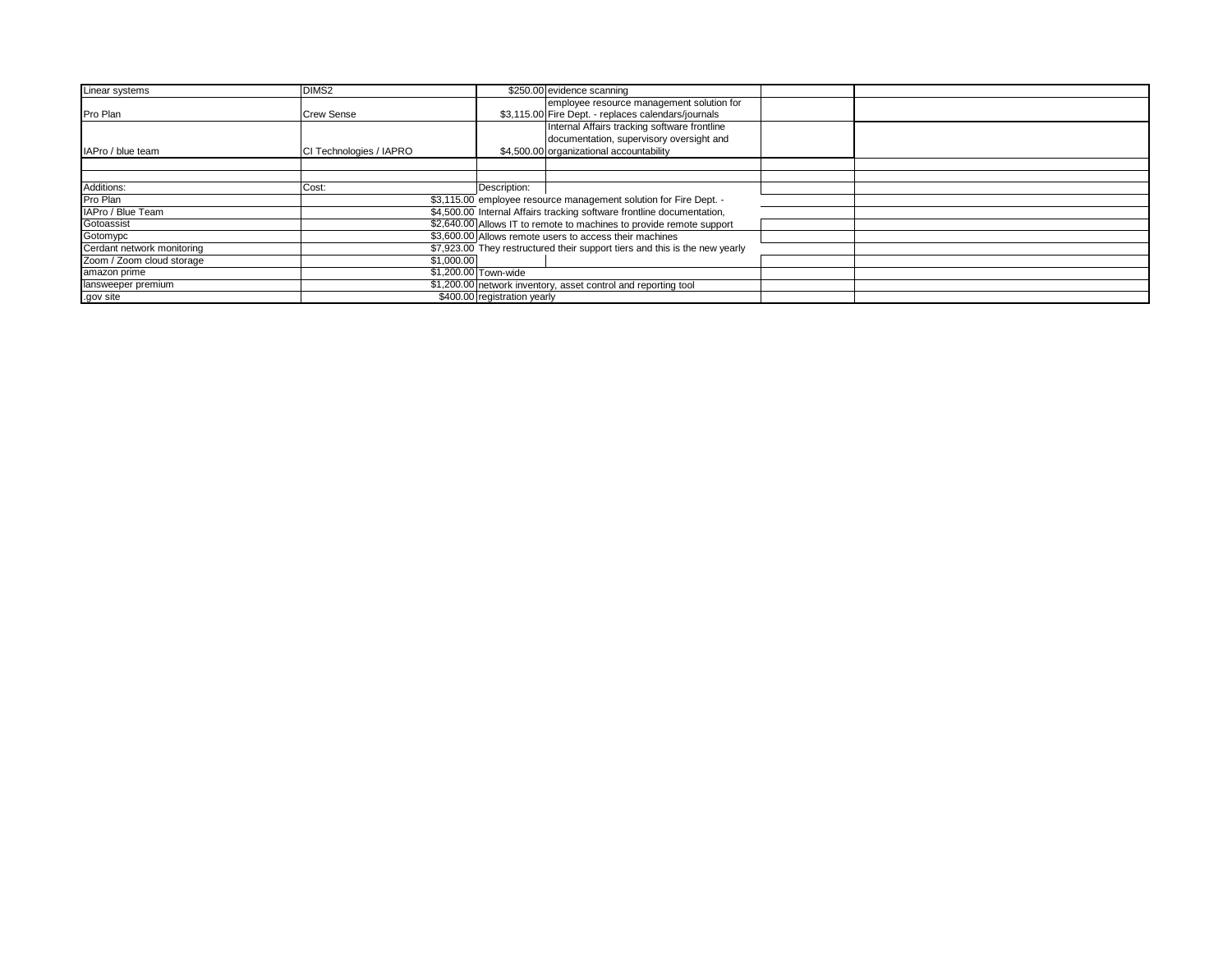| | | | | | |
|---|---|---|---|---|---|
| Linear systems | DIMS2 | $250.00 | evidence scanning | | |
| Pro Plan | Crew Sense | $3,115.00 | employee resource management solution for Fire Dept. - replaces calendars/journals | | |
| IAPro / blue team | CI Technologies / IAPRO | $4,500.00 | Internal Affairs tracking software frontline documentation, supervisory oversight and organizational accountability | | |
| | | | | | |
| | | | | | |
| Additions: | Cost: | Description: | | | |
| Pro Plan | $3,115.00 | employee resource management solution for Fire Dept. - | | | |
| IAPro / Blue Team | $4,500.00 | Internal Affairs tracking software frontline documentation, | | | |
| Gotoassist | $2,640.00 | Allows IT to remote to machines to provide remote support | | | |
| Gotomypc | $3,600.00 | Allows remote users to access their machines | | | |
| Cerdant network monitoring | $7,923.00 | They restructured their support tiers and this is the new yearly | | | |
| Zoom / Zoom cloud storage | $1,000.00 | | | | |
| amazon prime | $1,200.00 | Town-wide | | | |
| lansweeper premium | $1,200.00 | network inventory, asset control and reporting tool | | | |
| .gov site | $400.00 | registration yearly | | | |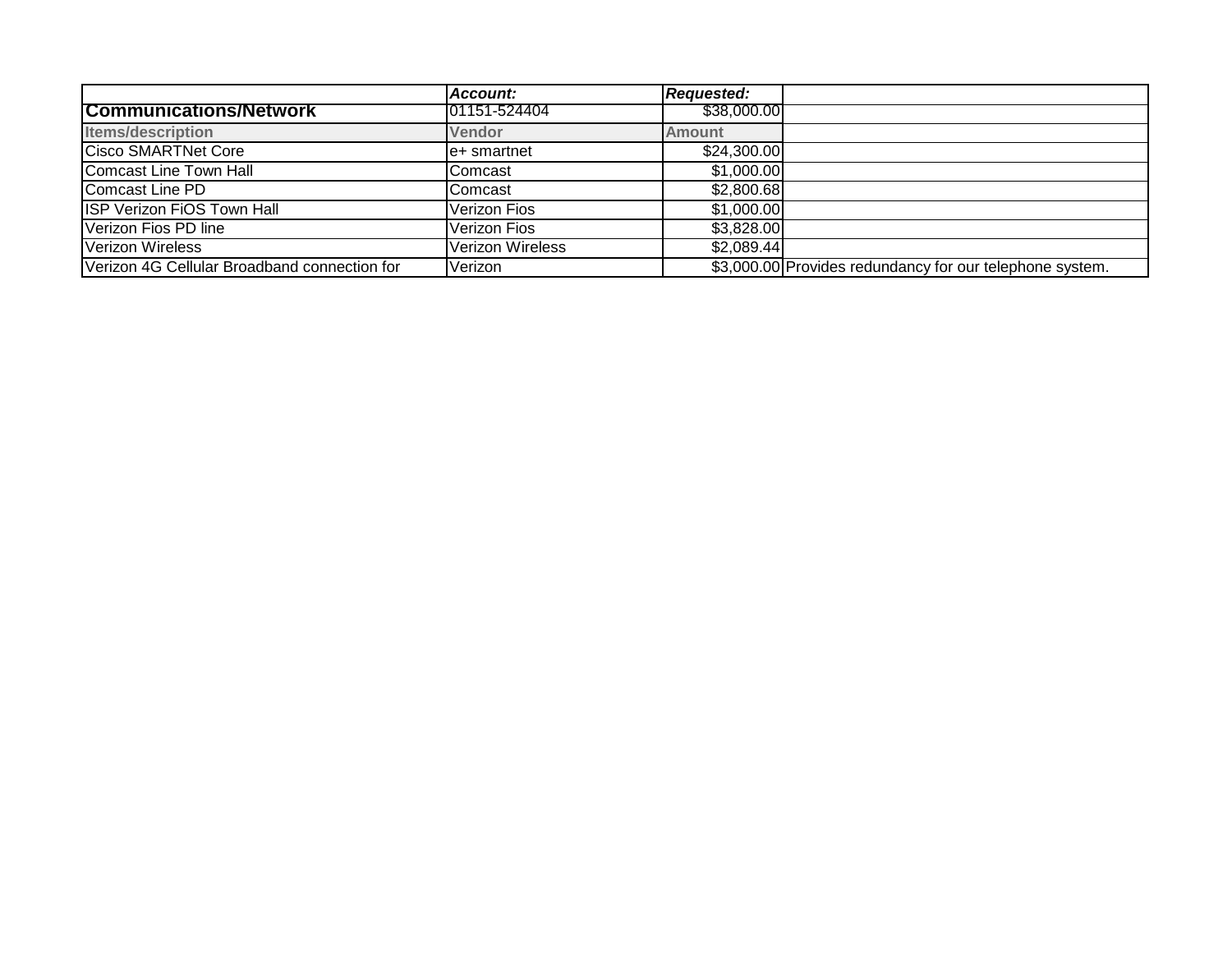| | *Account:* | *Requested:* | |
|---|---|---|---|
| **Communications/Network** | 01151-524404 | $38,000.00 | |
| **Items/description** | **Vendor** | **Amount** | |
| Cisco SMARTNet Core | e+ smartnet | $24,300.00 | |
| Comcast Line Town Hall | Comcast | $1,000.00 | |
| Comcast Line PD | Comcast | $2,800.68 | |
| ISP Verizon FiOS Town Hall | Verizon Fios | $1,000.00 | |
| Verizon Fios PD line | Verizon Fios | $3,828.00 | |
| Verizon Wireless | Verizon Wireless | $2,089.44 | |
| Verizon 4G Cellular Broadband connection for | Verizon | $3,000.00 | Provides redundancy for our telephone system. |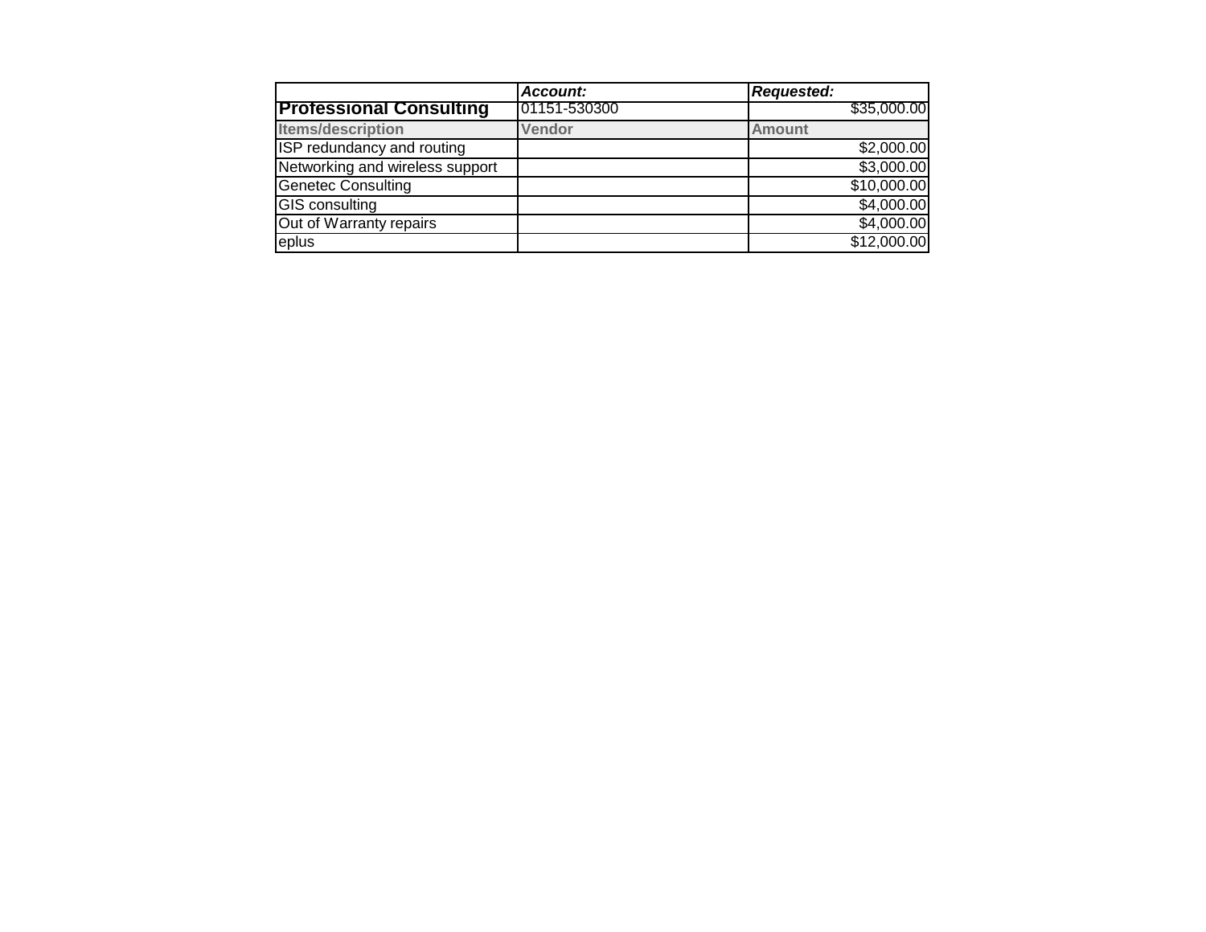| | ***Account:*** | ***Requested:*** |
|---|---|---|
| **Professional Consulting** | 01151-530300 | $35,000.00 |
| **Items/description** | **Vendor** | **Amount** |
| ISP redundancy and routing | | $2,000.00 |
| Networking and wireless support | | $3,000.00 |
| Genetec Consulting | | $10,000.00 |
| GIS consulting | | $4,000.00 |
| Out of Warranty repairs | | $4,000.00 |
| eplus | | $12,000.00 |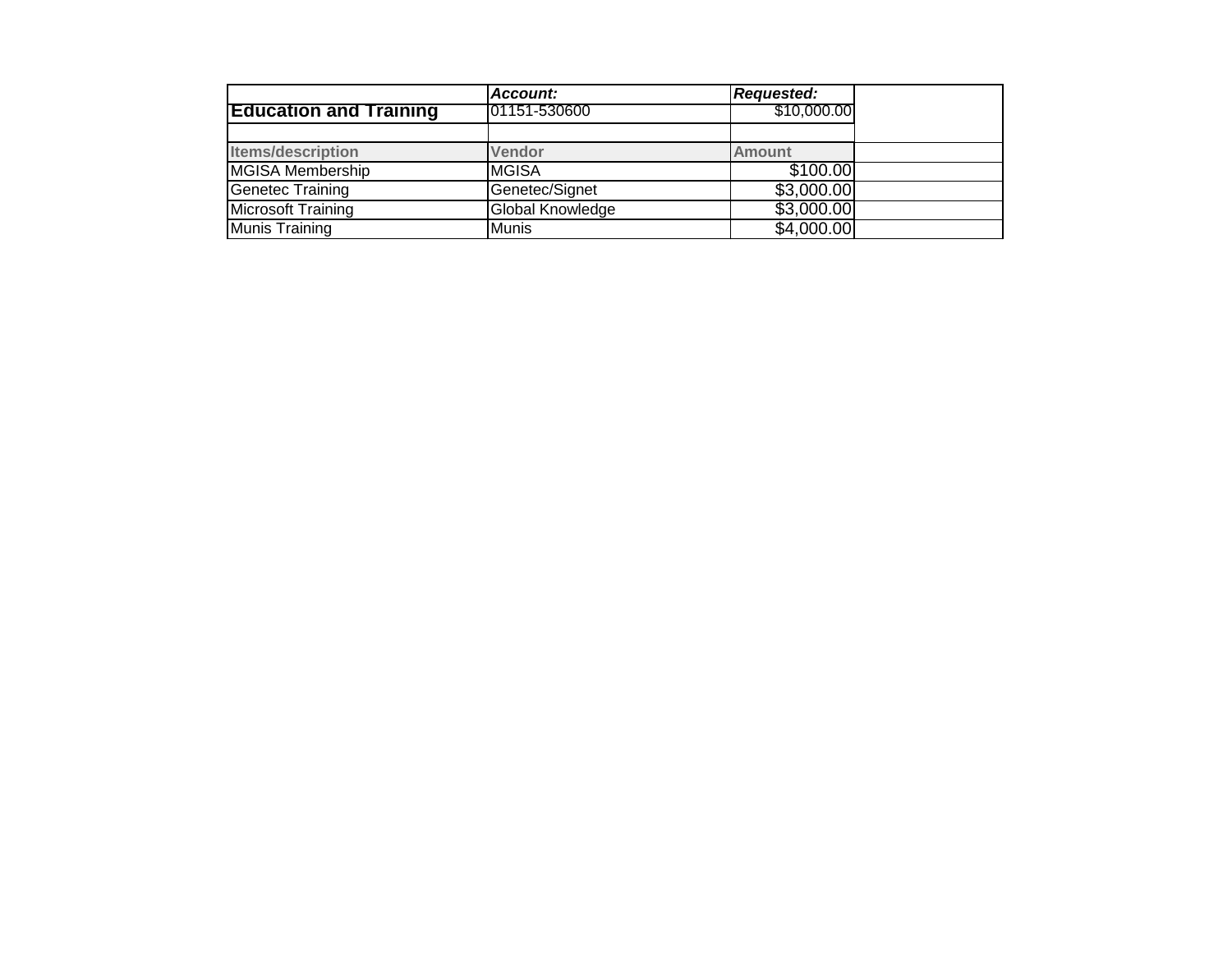| | Account: | Requested: | |
|---|---|---|---|
| **Education and Training** | 01151-530600 | $10,000.00 | |
| | | | |
| Items/description | Vendor | Amount | |
| MGISA Membership | MGISA | $100.00 | |
| Genetec Training | Genetec/Signet | $3,000.00 | |
| Microsoft Training | Global Knowledge | $3,000.00 | |
| Munis Training | Munis | $4,000.00 | |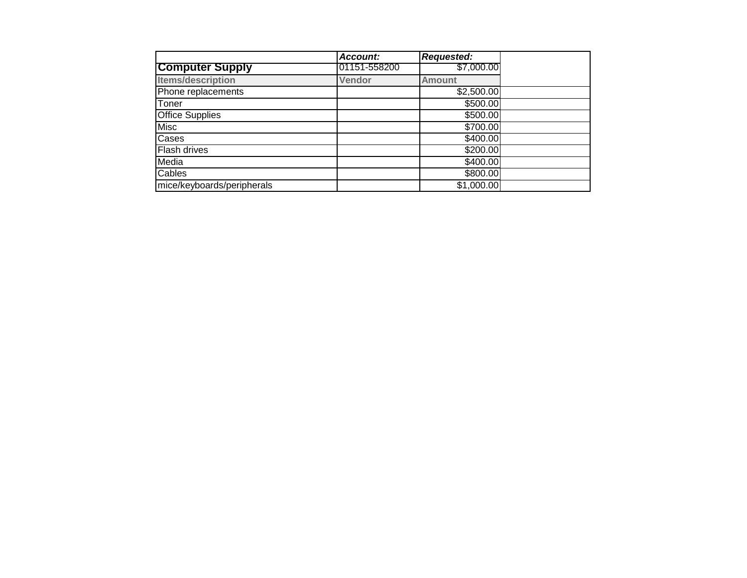| | ***Account:*** | ***Requested:*** | |
|---|---|---|---|
| **Computer Supply** | 01151-558200 | $7,000.00 | |
| **Items/description** | **Vendor** | **Amount** | |
| Phone replacements | | $2,500.00 | |
| Toner | | $500.00 | |
| Office Supplies | | $500.00 | |
| Misc | | $700.00 | |
| Cases | | $400.00 | |
| Flash drives | | $200.00 | |
| Media | | $400.00 | |
| Cables | | $800.00 | |
| mice/keyboards/peripherals | | $1,000.00 | |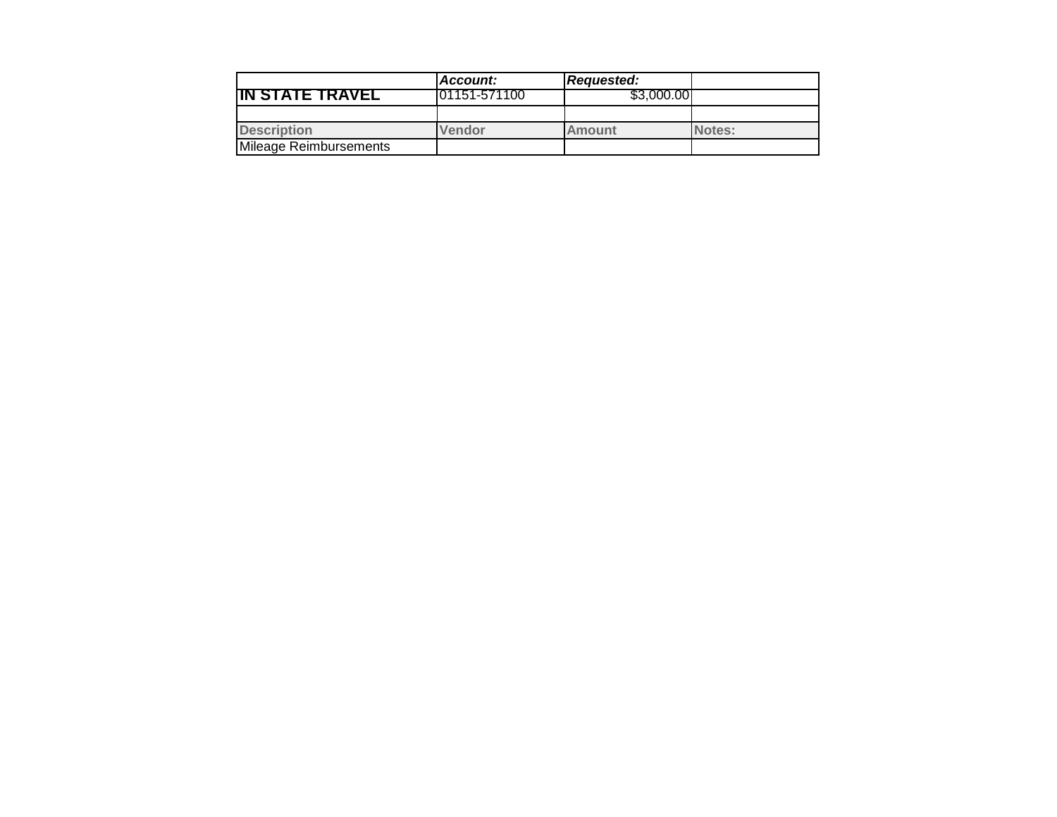| | *Account:* | *Requested:* | |
|---|---|---|---|
| **IN STATE TRAVEL** | 01151-571100 | $3,000.00 | |
| | | | |
| **Description** | **Vendor** | **Amount** | **Notes:** |
| Mileage Reimbursements | | | |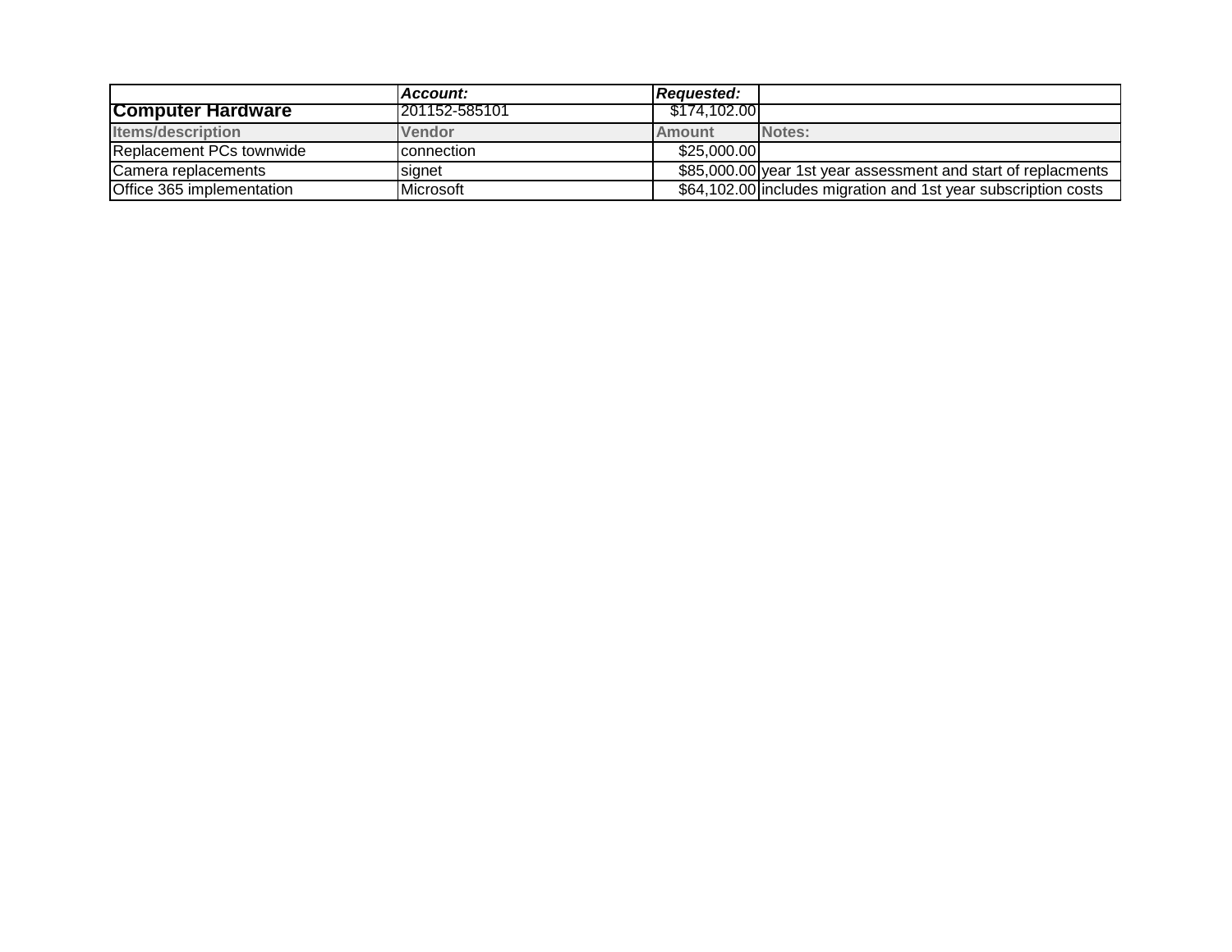| | ***Account:*** | ***Requested:*** | |
|---|---|---|---|
| **Computer Hardware** | 201152-585101 | $174,102.00 | |
| **Items/description** | **Vendor** | **Amount** | **Notes:** |
| Replacement PCs townwide | connection | $25,000.00 | |
| Camera replacements | signet | $85,000.00 | year 1st year assessment and start of replacments |
| Office 365 implementation | Microsoft | $64,102.00 | includes migration and 1st year subscription costs |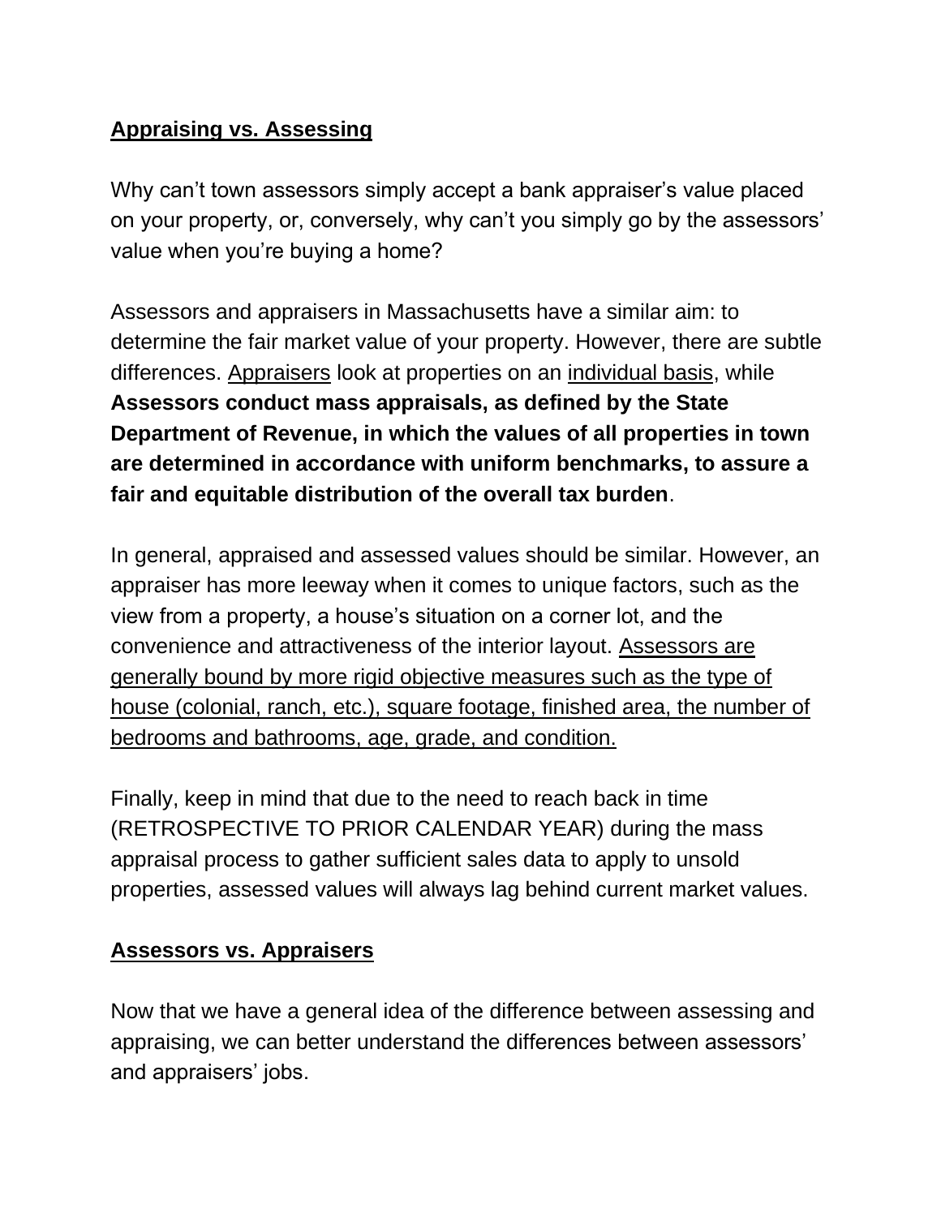## Appraising vs. Assessing

Why can't town assessors simply accept a bank appraiser's value placed on your property, or, conversely, why can't you simply go by the assessors' value when you're buying a home?

Assessors and appraisers in Massachusetts have a similar aim: to determine the fair market value of your property. However, there are subtle differences. <u>Appraisers</u> look at properties on an <u>individual basis</u>, while **Assessors conduct mass appraisals, as defined by the State Department of Revenue, in which the values of all properties in town are determined in accordance with uniform benchmarks, to assure a fair and equitable distribution of the overall tax burden**.

In general, appraised and assessed values should be similar. However, an appraiser has more leeway when it comes to unique factors, such as the view from a property, a house's situation on a corner lot, and the convenience and attractiveness of the interior layout. <u>Assessors are generally bound by more rigid objective measures such as the type of house (colonial, ranch, etc.), square footage, finished area, the number of bedrooms and bathrooms, age, grade, and condition.</u>

Finally, keep in mind that due to the need to reach back in time (RETROSPECTIVE TO PRIOR CALENDAR YEAR) during the mass appraisal process to gather sufficient sales data to apply to unsold properties, assessed values will always lag behind current market values.

## Assessors vs. Appraisers

Now that we have a general idea of the difference between assessing and appraising, we can better understand the differences between assessors' and appraisers' jobs.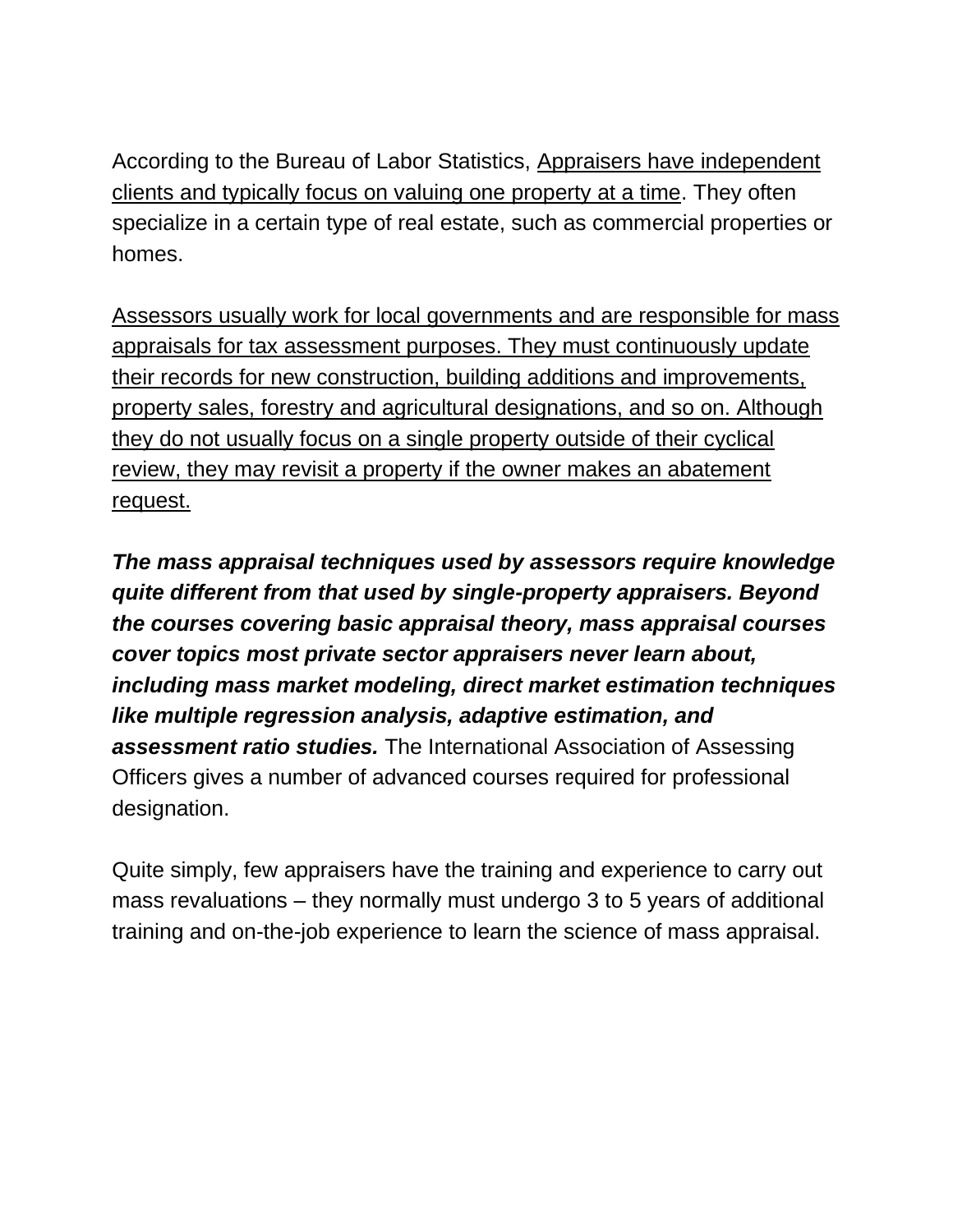According to the Bureau of Labor Statistics, <u>Appraisers have independent clients and typically focus on valuing one property at a time</u>. They often specialize in a certain type of real estate, such as commercial properties or homes.

<u>Assessors usually work for local governments and are responsible for mass appraisals for tax assessment purposes. They must continuously update their records for new construction, building additions and improvements, property sales, forestry and agricultural designations, and so on. Although they do not usually focus on a single property outside of their cyclical review, they may revisit a property if the owner makes an abatement request.</u>

***The mass appraisal techniques used by assessors require knowledge quite different from that used by single-property appraisers. Beyond the courses covering basic appraisal theory, mass appraisal courses cover topics most private sector appraisers never learn about, including mass market modeling, direct market estimation techniques like multiple regression analysis, adaptive estimation, and assessment ratio studies.*** The International Association of Assessing Officers gives a number of advanced courses required for professional designation.

Quite simply, few appraisers have the training and experience to carry out mass revaluations – they normally must undergo 3 to 5 years of additional training and on-the-job experience to learn the science of mass appraisal.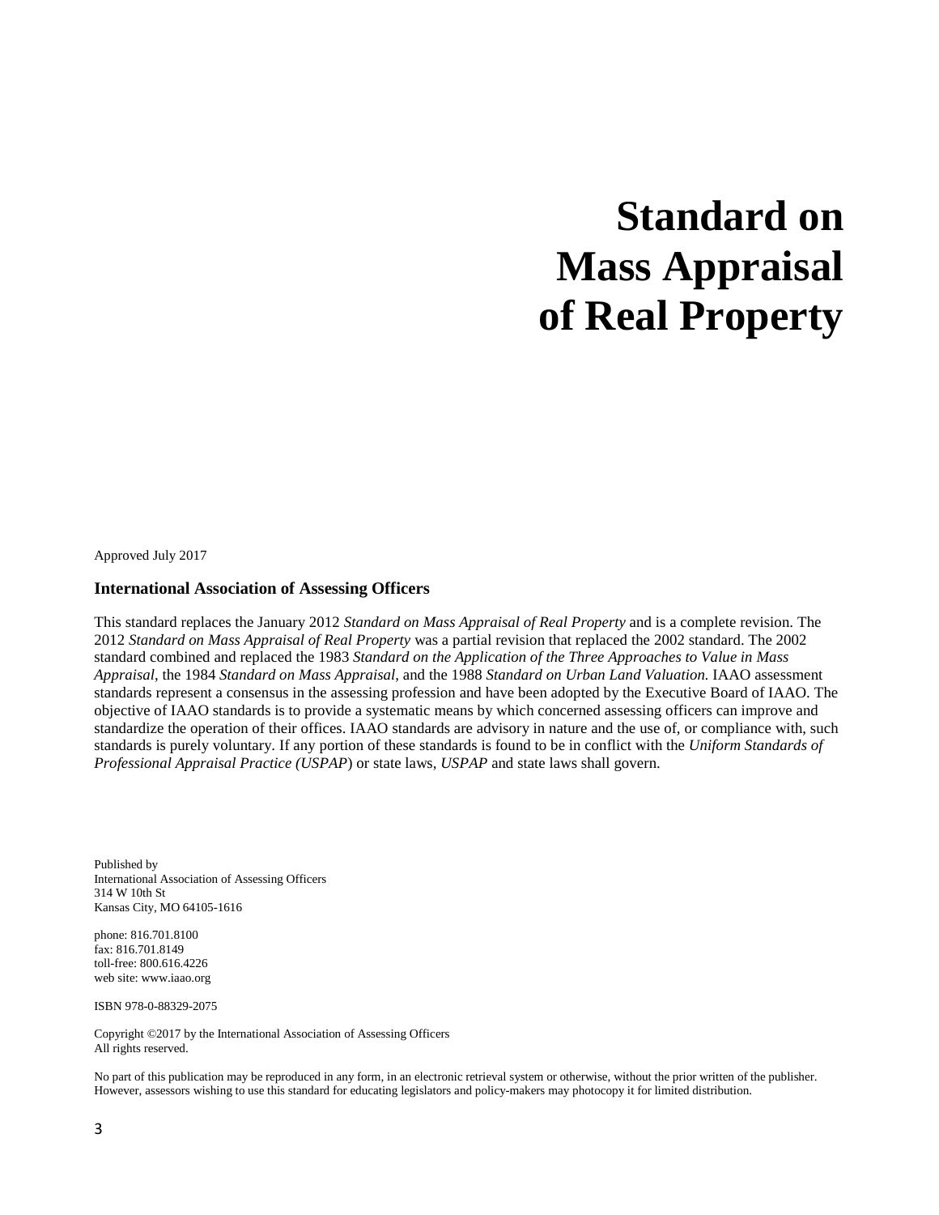# Standard on Mass Appraisal of Real Property

Approved July 2017

**International Association of Assessing Officers**

This standard replaces the January 2012 *Standard on Mass Appraisal of Real Property* and is a complete revision. The 2012 *Standard on Mass Appraisal of Real Property* was a partial revision that replaced the 2002 standard. The 2002 standard combined and replaced the 1983 *Standard on the Application of the Three Approaches to Value in Mass Appraisal*, the 1984 *Standard on Mass Appraisal,* and the 1988 *Standard on Urban Land Valuation.* IAAO assessment standards represent a consensus in the assessing profession and have been adopted by the Executive Board of IAAO. The objective of IAAO standards is to provide a systematic means by which concerned assessing officers can improve and standardize the operation of their offices. IAAO standards are advisory in nature and the use of, or compliance with, such standards is purely voluntary. If any portion of these standards is found to be in conflict with the *Uniform Standards of Professional Appraisal Practice (USPAP*) or state laws, *USPAP* and state laws shall govern.

Published by
International Association of Assessing Officers
314 W 10th St
Kansas City, MO 64105-1616

phone: 816.701.8100
fax: 816.701.8149
toll-free: 800.616.4226
web site: www.iaao.org

ISBN 978-0-88329-2075

Copyright ©2017 by the International Association of Assessing Officers
All rights reserved.

No part of this publication may be reproduced in any form, in an electronic retrieval system or otherwise, without the prior written of the publisher. However, assessors wishing to use this standard for educating legislators and policy-makers may photocopy it for limited distribution.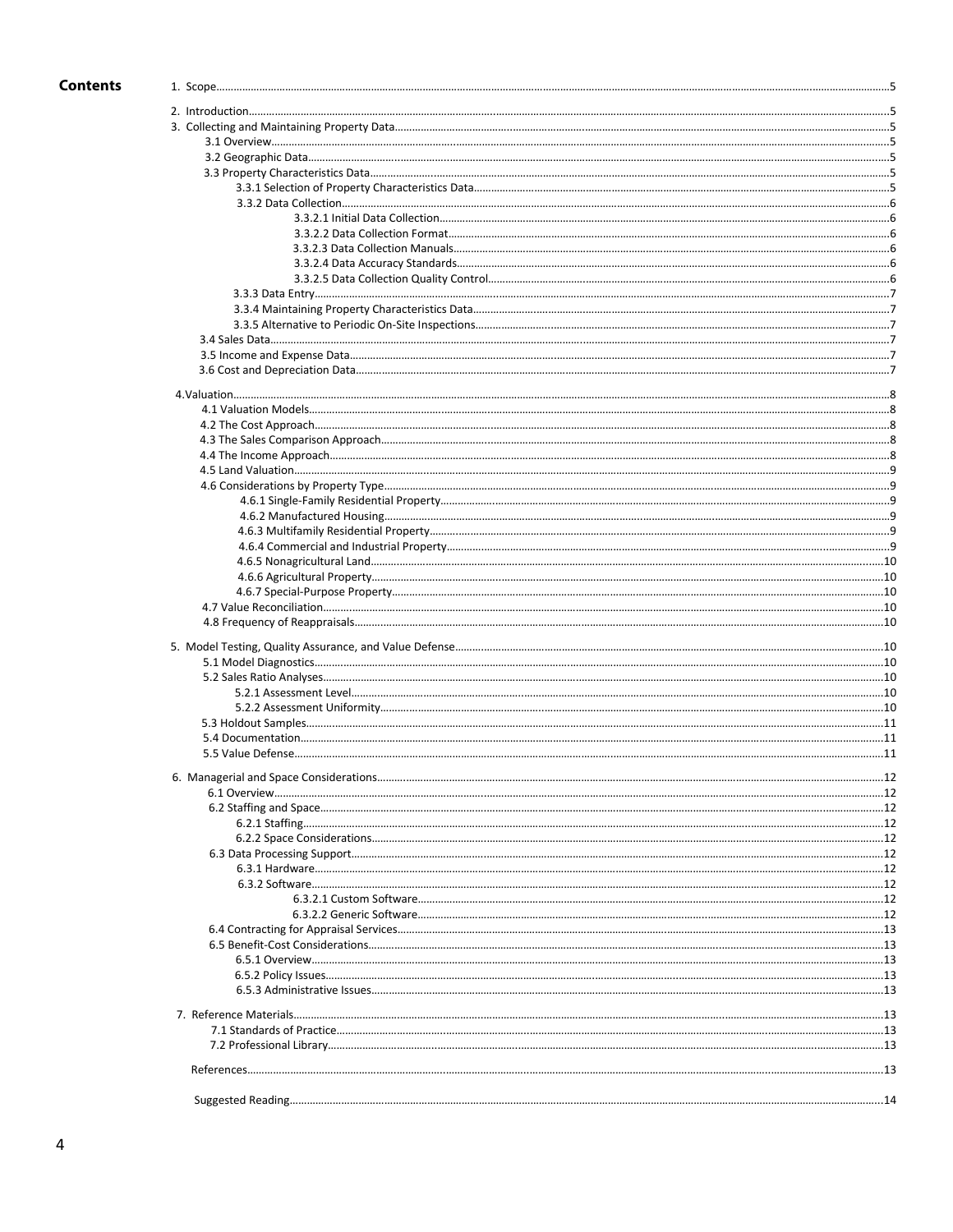# Contents

- 1. Scope ..... 5
- 2. Introduction ..... 5
- 3. Collecting and Maintaining Property Data ..... 5
  - 3.1 Overview ..... 5
  - 3.2 Geographic Data ..... 5
  - 3.3 Property Characteristics Data ..... 5
    - 3.3.1 Selection of Property Characteristics Data ..... 5
    - 3.3.2 Data Collection ..... 6
      - 3.3.2.1 Initial Data Collection ..... 6
      - 3.3.2.2 Data Collection Format ..... 6
      - 3.3.2.3 Data Collection Manuals ..... 6
      - 3.3.2.4 Data Accuracy Standards ..... 6
      - 3.3.2.5 Data Collection Quality Control ..... 6
    - 3.3.3 Data Entry ..... 7
    - 3.3.4 Maintaining Property Characteristics Data ..... 7
    - 3.3.5 Alternative to Periodic On-Site Inspections ..... 7
  - 3.4 Sales Data ..... 7
  - 3.5 Income and Expense Data ..... 7
  - 3.6 Cost and Depreciation Data ..... 7
- 4. Valuation ..... 8
  - 4.1 Valuation Models ..... 8
  - 4.2 The Cost Approach ..... 8
  - 4.3 The Sales Comparison Approach ..... 8
  - 4.4 The Income Approach ..... 8
  - 4.5 Land Valuation ..... 9
  - 4.6 Considerations by Property Type ..... 9
    - 4.6.1 Single-Family Residential Property ..... 9
    - 4.6.2 Manufactured Housing ..... 9
    - 4.6.3 Multifamily Residential Property ..... 9
    - 4.6.4 Commercial and Industrial Property ..... 9
    - 4.6.5 Nonagricultural Land ..... 10
    - 4.6.6 Agricultural Property ..... 10
    - 4.6.7 Special-Purpose Property ..... 10
  - 4.7 Value Reconciliation ..... 10
  - 4.8 Frequency of Reappraisals ..... 10
- 5. Model Testing, Quality Assurance, and Value Defense ..... 10
  - 5.1 Model Diagnostics ..... 10
  - 5.2 Sales Ratio Analyses ..... 10
    - 5.2.1 Assessment Level ..... 10
    - 5.2.2 Assessment Uniformity ..... 10
  - 5.3 Holdout Samples ..... 11
  - 5.4 Documentation ..... 11
  - 5.5 Value Defense ..... 11
- 6. Managerial and Space Considerations ..... 12
  - 6.1 Overview ..... 12
  - 6.2 Staffing and Space ..... 12
    - 6.2.1 Staffing ..... 12
    - 6.2.2 Space Considerations ..... 12
  - 6.3 Data Processing Support ..... 12
    - 6.3.1 Hardware ..... 12
    - 6.3.2 Software ..... 12
      - 6.3.2.1 Custom Software ..... 12
      - 6.3.2.2 Generic Software ..... 12
  - 6.4 Contracting for Appraisal Services ..... 13
  - 6.5 Benefit-Cost Considerations ..... 13
    - 6.5.1 Overview ..... 13
    - 6.5.2 Policy Issues ..... 13
    - 6.5.3 Administrative Issues ..... 13
- 7. Reference Materials ..... 13
  - 7.1 Standards of Practice ..... 13
  - 7.2 Professional Library ..... 13
- References ..... 13
- Suggested Reading ..... 14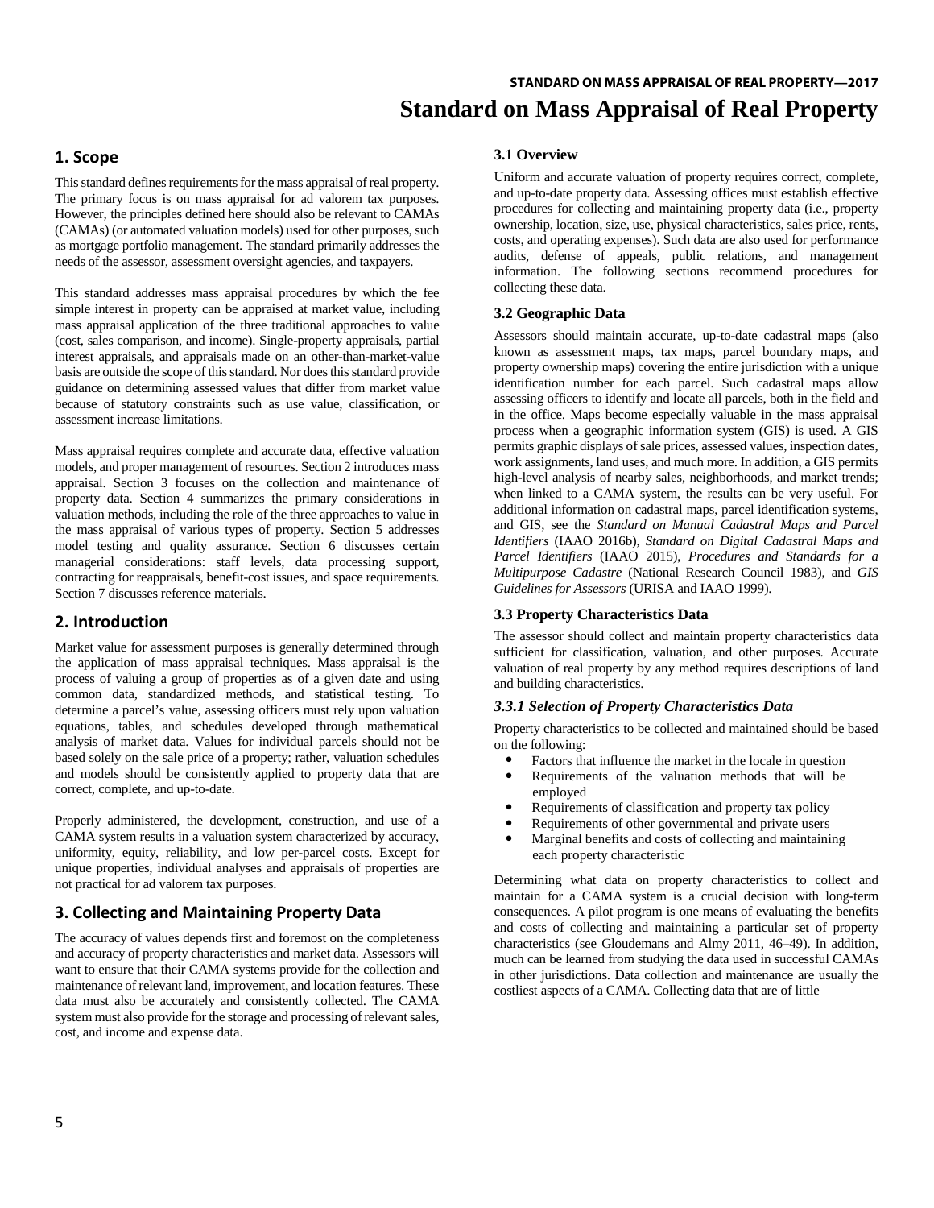# Standard on Mass Appraisal of Real Property

## 1. Scope

This standard defines requirements for the mass appraisal of real property. The primary focus is on mass appraisal for ad valorem tax purposes. However, the principles defined here should also be relevant to CAMAs (CAMAs) (or automated valuation models) used for other purposes, such as mortgage portfolio management. The standard primarily addresses the needs of the assessor, assessment oversight agencies, and taxpayers.

This standard addresses mass appraisal procedures by which the fee simple interest in property can be appraised at market value, including mass appraisal application of the three traditional approaches to value (cost, sales comparison, and income). Single-property appraisals, partial interest appraisals, and appraisals made on an other-than-market-value basis are outside the scope of this standard. Nor does this standard provide guidance on determining assessed values that differ from market value because of statutory constraints such as use value, classification, or assessment increase limitations.

Mass appraisal requires complete and accurate data, effective valuation models, and proper management of resources. Section 2 introduces mass appraisal. Section 3 focuses on the collection and maintenance of property data. Section 4 summarizes the primary considerations in valuation methods, including the role of the three approaches to value in the mass appraisal of various types of property. Section 5 addresses model testing and quality assurance. Section 6 discusses certain managerial considerations: staff levels, data processing support, contracting for reappraisals, benefit-cost issues, and space requirements. Section 7 discusses reference materials.

## 2. Introduction

Market value for assessment purposes is generally determined through the application of mass appraisal techniques. Mass appraisal is the process of valuing a group of properties as of a given date and using common data, standardized methods, and statistical testing. To determine a parcel's value, assessing officers must rely upon valuation equations, tables, and schedules developed through mathematical analysis of market data. Values for individual parcels should not be based solely on the sale price of a property; rather, valuation schedules and models should be consistently applied to property data that are correct, complete, and up-to-date.

Properly administered, the development, construction, and use of a CAMA system results in a valuation system characterized by accuracy, uniformity, equity, reliability, and low per-parcel costs. Except for unique properties, individual analyses and appraisals of properties are not practical for ad valorem tax purposes.

## 3. Collecting and Maintaining Property Data

The accuracy of values depends first and foremost on the completeness and accuracy of property characteristics and market data. Assessors will want to ensure that their CAMA systems provide for the collection and maintenance of relevant land, improvement, and location features. These data must also be accurately and consistently collected. The CAMA system must also provide for the storage and processing of relevant sales, cost, and income and expense data.

### 3.1 Overview

Uniform and accurate valuation of property requires correct, complete, and up-to-date property data. Assessing offices must establish effective procedures for collecting and maintaining property data (i.e., property ownership, location, size, use, physical characteristics, sales price, rents, costs, and operating expenses). Such data are also used for performance audits, defense of appeals, public relations, and management information. The following sections recommend procedures for collecting these data.

### 3.2 Geographic Data

Assessors should maintain accurate, up-to-date cadastral maps (also known as assessment maps, tax maps, parcel boundary maps, and property ownership maps) covering the entire jurisdiction with a unique identification number for each parcel. Such cadastral maps allow assessing officers to identify and locate all parcels, both in the field and in the office. Maps become especially valuable in the mass appraisal process when a geographic information system (GIS) is used. A GIS permits graphic displays of sale prices, assessed values, inspection dates, work assignments, land uses, and much more. In addition, a GIS permits high-level analysis of nearby sales, neighborhoods, and market trends; when linked to a CAMA system, the results can be very useful. For additional information on cadastral maps, parcel identification systems, and GIS, see the *Standard on Manual Cadastral Maps and Parcel Identifiers* (IAAO 2016b), *Standard on Digital Cadastral Maps and Parcel Identifiers* (IAAO 2015), *Procedures and Standards for a Multipurpose Cadastre* (National Research Council 1983), and *GIS Guidelines for Assessors* (URISA and IAAO 1999).

### 3.3 Property Characteristics Data

The assessor should collect and maintain property characteristics data sufficient for classification, valuation, and other purposes. Accurate valuation of real property by any method requires descriptions of land and building characteristics.

#### *3.3.1 Selection of Property Characteristics Data*

Property characteristics to be collected and maintained should be based on the following:

- Factors that influence the market in the locale in question
- Requirements of the valuation methods that will be employed
- Requirements of classification and property tax policy
- Requirements of other governmental and private users
- Marginal benefits and costs of collecting and maintaining each property characteristic

Determining what data on property characteristics to collect and maintain for a CAMA system is a crucial decision with long-term consequences. A pilot program is one means of evaluating the benefits and costs of collecting and maintaining a particular set of property characteristics (see Gloudemans and Almy 2011, 46–49). In addition, much can be learned from studying the data used in successful CAMAs in other jurisdictions. Data collection and maintenance are usually the costliest aspects of a CAMA. Collecting data that are of little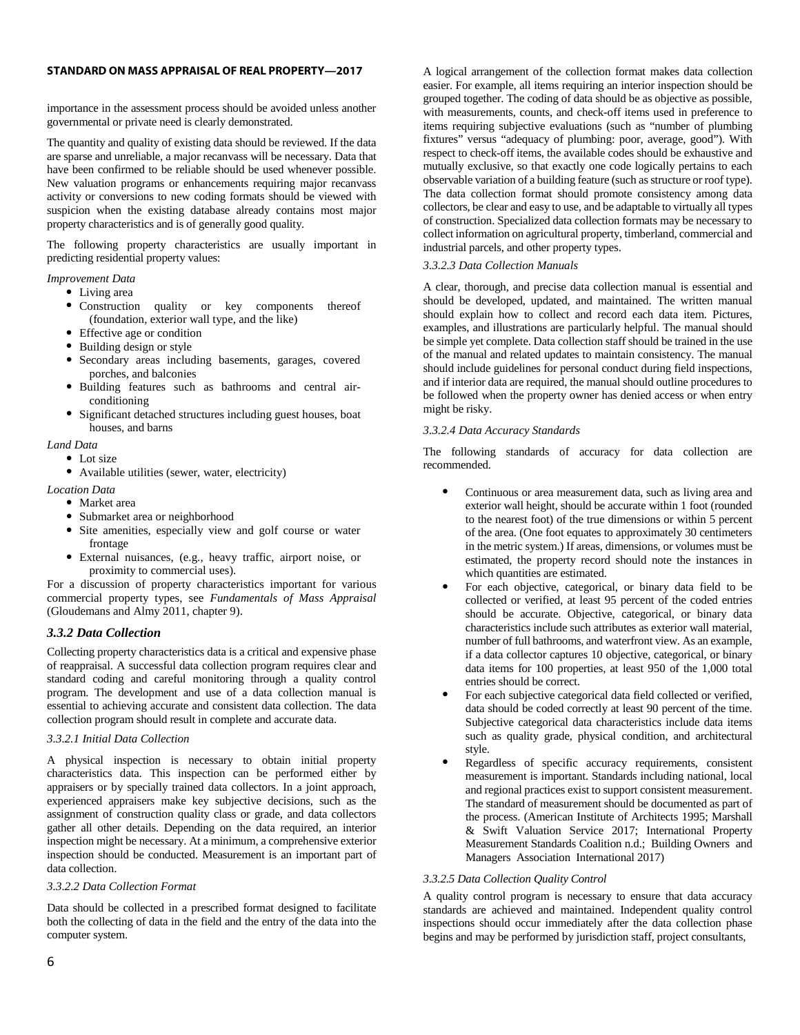importance in the assessment process should be avoided unless another governmental or private need is clearly demonstrated.

The quantity and quality of existing data should be reviewed. If the data are sparse and unreliable, a major recanvass will be necessary. Data that have been confirmed to be reliable should be used whenever possible. New valuation programs or enhancements requiring major recanvass activity or conversions to new coding formats should be viewed with suspicion when the existing database already contains most major property characteristics and is of generally good quality.

The following property characteristics are usually important in predicting residential property values:

*Improvement Data*

- Living area
- Construction quality or key components thereof (foundation, exterior wall type, and the like)
- Effective age or condition
- Building design or style
- Secondary areas including basements, garages, covered porches, and balconies
- Building features such as bathrooms and central air-conditioning
- Significant detached structures including guest houses, boat houses, and barns

*Land Data*

- Lot size
- Available utilities (sewer, water, electricity)

*Location Data*

- Market area
- Submarket area or neighborhood
- Site amenities, especially view and golf course or water frontage
- External nuisances, (e.g., heavy traffic, airport noise, or proximity to commercial uses).

For a discussion of property characteristics important for various commercial property types, see *Fundamentals of Mass Appraisal* (Gloudemans and Almy 2011, chapter 9).

### *3.3.2 Data Collection*

Collecting property characteristics data is a critical and expensive phase of reappraisal. A successful data collection program requires clear and standard coding and careful monitoring through a quality control program. The development and use of a data collection manual is essential to achieving accurate and consistent data collection. The data collection program should result in complete and accurate data.

#### *3.3.2.1 Initial Data Collection*

A physical inspection is necessary to obtain initial property characteristics data. This inspection can be performed either by appraisers or by specially trained data collectors. In a joint approach, experienced appraisers make key subjective decisions, such as the assignment of construction quality class or grade, and data collectors gather all other details. Depending on the data required, an interior inspection might be necessary. At a minimum, a comprehensive exterior inspection should be conducted. Measurement is an important part of data collection.

#### *3.3.2.2 Data Collection Format*

Data should be collected in a prescribed format designed to facilitate both the collecting of data in the field and the entry of the data into the computer system.

A logical arrangement of the collection format makes data collection easier. For example, all items requiring an interior inspection should be grouped together. The coding of data should be as objective as possible, with measurements, counts, and check-off items used in preference to items requiring subjective evaluations (such as "number of plumbing fixtures" versus "adequacy of plumbing: poor, average, good"). With respect to check-off items, the available codes should be exhaustive and mutually exclusive, so that exactly one code logically pertains to each observable variation of a building feature (such as structure or roof type). The data collection format should promote consistency among data collectors, be clear and easy to use, and be adaptable to virtually all types of construction. Specialized data collection formats may be necessary to collect information on agricultural property, timberland, commercial and industrial parcels, and other property types.

#### *3.3.2.3 Data Collection Manuals*

A clear, thorough, and precise data collection manual is essential and should be developed, updated, and maintained. The written manual should explain how to collect and record each data item. Pictures, examples, and illustrations are particularly helpful. The manual should be simple yet complete. Data collection staff should be trained in the use of the manual and related updates to maintain consistency. The manual should include guidelines for personal conduct during field inspections, and if interior data are required, the manual should outline procedures to be followed when the property owner has denied access or when entry might be risky.

#### *3.3.2.4 Data Accuracy Standards*

The following standards of accuracy for data collection are recommended.

- Continuous or area measurement data, such as living area and exterior wall height, should be accurate within 1 foot (rounded to the nearest foot) of the true dimensions or within 5 percent of the area. (One foot equates to approximately 30 centimeters in the metric system.) If areas, dimensions, or volumes must be estimated, the property record should note the instances in which quantities are estimated.
- For each objective, categorical, or binary data field to be collected or verified, at least 95 percent of the coded entries should be accurate. Objective, categorical, or binary data characteristics include such attributes as exterior wall material, number of full bathrooms, and waterfront view. As an example, if a data collector captures 10 objective, categorical, or binary data items for 100 properties, at least 950 of the 1,000 total entries should be correct.
- For each subjective categorical data field collected or verified, data should be coded correctly at least 90 percent of the time. Subjective categorical data characteristics include data items such as quality grade, physical condition, and architectural style.
- Regardless of specific accuracy requirements, consistent measurement is important. Standards including national, local and regional practices exist to support consistent measurement. The standard of measurement should be documented as part of the process. (American Institute of Architects 1995; Marshall & Swift Valuation Service 2017; International Property Measurement Standards Coalition n.d.; Building Owners and Managers Association International 2017)

#### *3.3.2.5 Data Collection Quality Control*

A quality control program is necessary to ensure that data accuracy standards are achieved and maintained. Independent quality control inspections should occur immediately after the data collection phase begins and may be performed by jurisdiction staff, project consultants,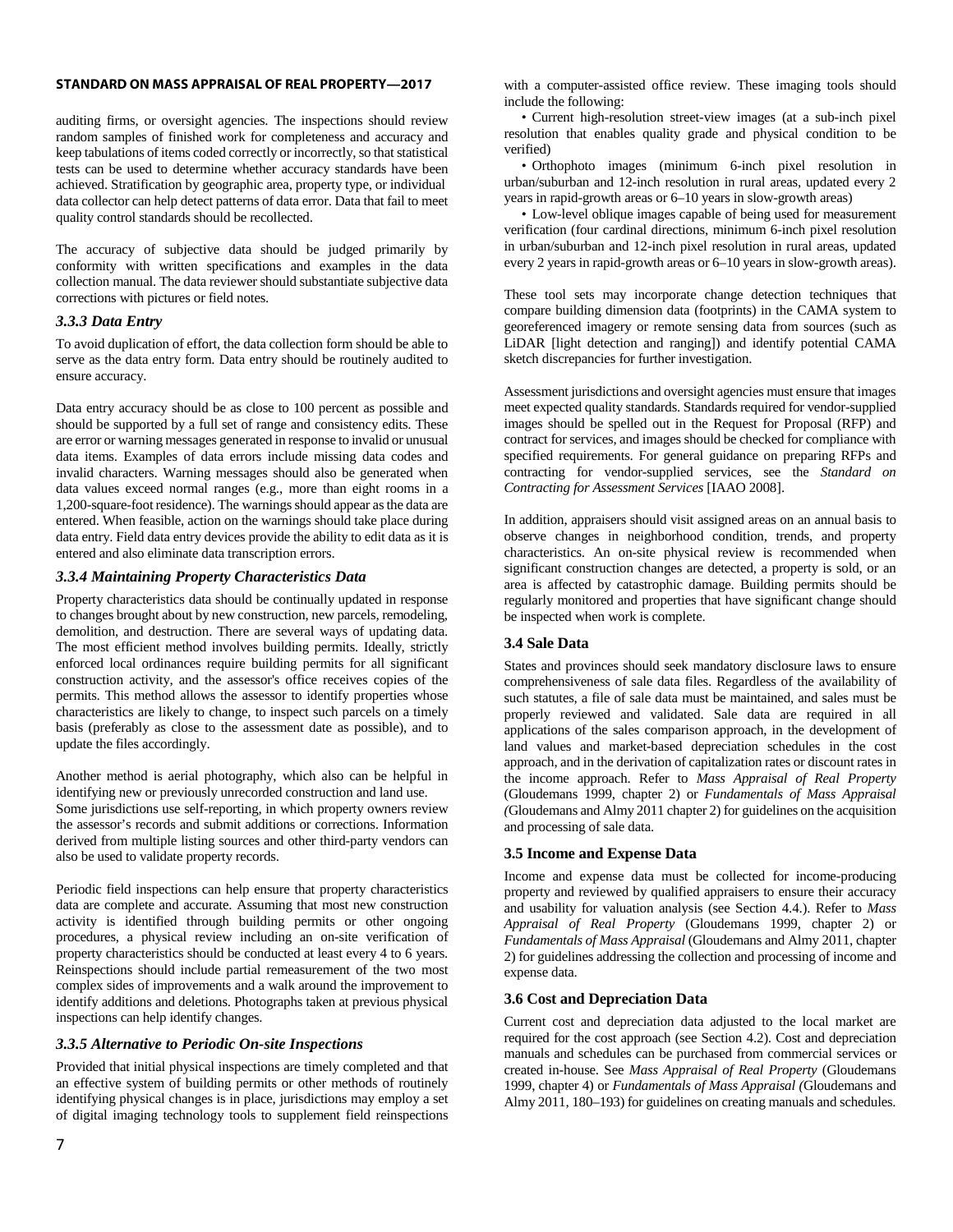auditing firms, or oversight agencies. The inspections should review random samples of finished work for completeness and accuracy and keep tabulations of items coded correctly or incorrectly, so that statistical tests can be used to determine whether accuracy standards have been achieved. Stratification by geographic area, property type, or individual data collector can help detect patterns of data error. Data that fail to meet quality control standards should be recollected.

The accuracy of subjective data should be judged primarily by conformity with written specifications and examples in the data collection manual. The data reviewer should substantiate subjective data corrections with pictures or field notes.

### *3.3.3 Data Entry*

To avoid duplication of effort, the data collection form should be able to serve as the data entry form. Data entry should be routinely audited to ensure accuracy.

Data entry accuracy should be as close to 100 percent as possible and should be supported by a full set of range and consistency edits. These are error or warning messages generated in response to invalid or unusual data items. Examples of data errors include missing data codes and invalid characters. Warning messages should also be generated when data values exceed normal ranges (e.g., more than eight rooms in a 1,200-square-foot residence). The warnings should appear as the data are entered. When feasible, action on the warnings should take place during data entry. Field data entry devices provide the ability to edit data as it is entered and also eliminate data transcription errors.

### *3.3.4 Maintaining Property Characteristics Data*

Property characteristics data should be continually updated in response to changes brought about by new construction, new parcels, remodeling, demolition, and destruction. There are several ways of updating data. The most efficient method involves building permits. Ideally, strictly enforced local ordinances require building permits for all significant construction activity, and the assessor's office receives copies of the permits. This method allows the assessor to identify properties whose characteristics are likely to change, to inspect such parcels on a timely basis (preferably as close to the assessment date as possible), and to update the files accordingly.

Another method is aerial photography, which also can be helpful in identifying new or previously unrecorded construction and land use. Some jurisdictions use self-reporting, in which property owners review the assessor's records and submit additions or corrections. Information derived from multiple listing sources and other third-party vendors can also be used to validate property records.

Periodic field inspections can help ensure that property characteristics data are complete and accurate. Assuming that most new construction activity is identified through building permits or other ongoing procedures, a physical review including an on-site verification of property characteristics should be conducted at least every 4 to 6 years. Reinspections should include partial remeasurement of the two most complex sides of improvements and a walk around the improvement to identify additions and deletions. Photographs taken at previous physical inspections can help identify changes.

### *3.3.5 Alternative to Periodic On-site Inspections*

Provided that initial physical inspections are timely completed and that an effective system of building permits or other methods of routinely identifying physical changes is in place, jurisdictions may employ a set of digital imaging technology tools to supplement field reinspections with a computer-assisted office review. These imaging tools should include the following:

- Current high-resolution street-view images (at a sub-inch pixel resolution that enables quality grade and physical condition to be verified)
- Orthophoto images (minimum 6-inch pixel resolution in urban/suburban and 12-inch resolution in rural areas, updated every 2 years in rapid-growth areas or 6–10 years in slow-growth areas)
- Low-level oblique images capable of being used for measurement verification (four cardinal directions, minimum 6-inch pixel resolution in urban/suburban and 12-inch pixel resolution in rural areas, updated every 2 years in rapid-growth areas or 6–10 years in slow-growth areas).

These tool sets may incorporate change detection techniques that compare building dimension data (footprints) in the CAMA system to georeferenced imagery or remote sensing data from sources (such as LiDAR [light detection and ranging]) and identify potential CAMA sketch discrepancies for further investigation.

Assessment jurisdictions and oversight agencies must ensure that images meet expected quality standards. Standards required for vendor-supplied images should be spelled out in the Request for Proposal (RFP) and contract for services, and images should be checked for compliance with specified requirements. For general guidance on preparing RFPs and contracting for vendor-supplied services, see the *Standard on Contracting for Assessment Services* [IAAO 2008].

In addition, appraisers should visit assigned areas on an annual basis to observe changes in neighborhood condition, trends, and property characteristics. An on-site physical review is recommended when significant construction changes are detected, a property is sold, or an area is affected by catastrophic damage. Building permits should be regularly monitored and properties that have significant change should be inspected when work is complete.

### 3.4 Sale Data

States and provinces should seek mandatory disclosure laws to ensure comprehensiveness of sale data files. Regardless of the availability of such statutes, a file of sale data must be maintained, and sales must be properly reviewed and validated. Sale data are required in all applications of the sales comparison approach, in the development of land values and market-based depreciation schedules in the cost approach, and in the derivation of capitalization rates or discount rates in the income approach. Refer to *Mass Appraisal of Real Property* (Gloudemans 1999, chapter 2) or *Fundamentals of Mass Appraisal (*Gloudemans and Almy 2011 chapter 2) for guidelines on the acquisition and processing of sale data.

### 3.5 Income and Expense Data

Income and expense data must be collected for income-producing property and reviewed by qualified appraisers to ensure their accuracy and usability for valuation analysis (see Section 4.4.). Refer to *Mass Appraisal of Real Property* (Gloudemans 1999, chapter 2) or *Fundamentals of Mass Appraisal* (Gloudemans and Almy 2011, chapter 2) for guidelines addressing the collection and processing of income and expense data.

### 3.6 Cost and Depreciation Data

Current cost and depreciation data adjusted to the local market are required for the cost approach (see Section 4.2). Cost and depreciation manuals and schedules can be purchased from commercial services or created in-house. See *Mass Appraisal of Real Property* (Gloudemans 1999, chapter 4) or *Fundamentals of Mass Appraisal (*Gloudemans and Almy 2011, 180–193) for guidelines on creating manuals and schedules.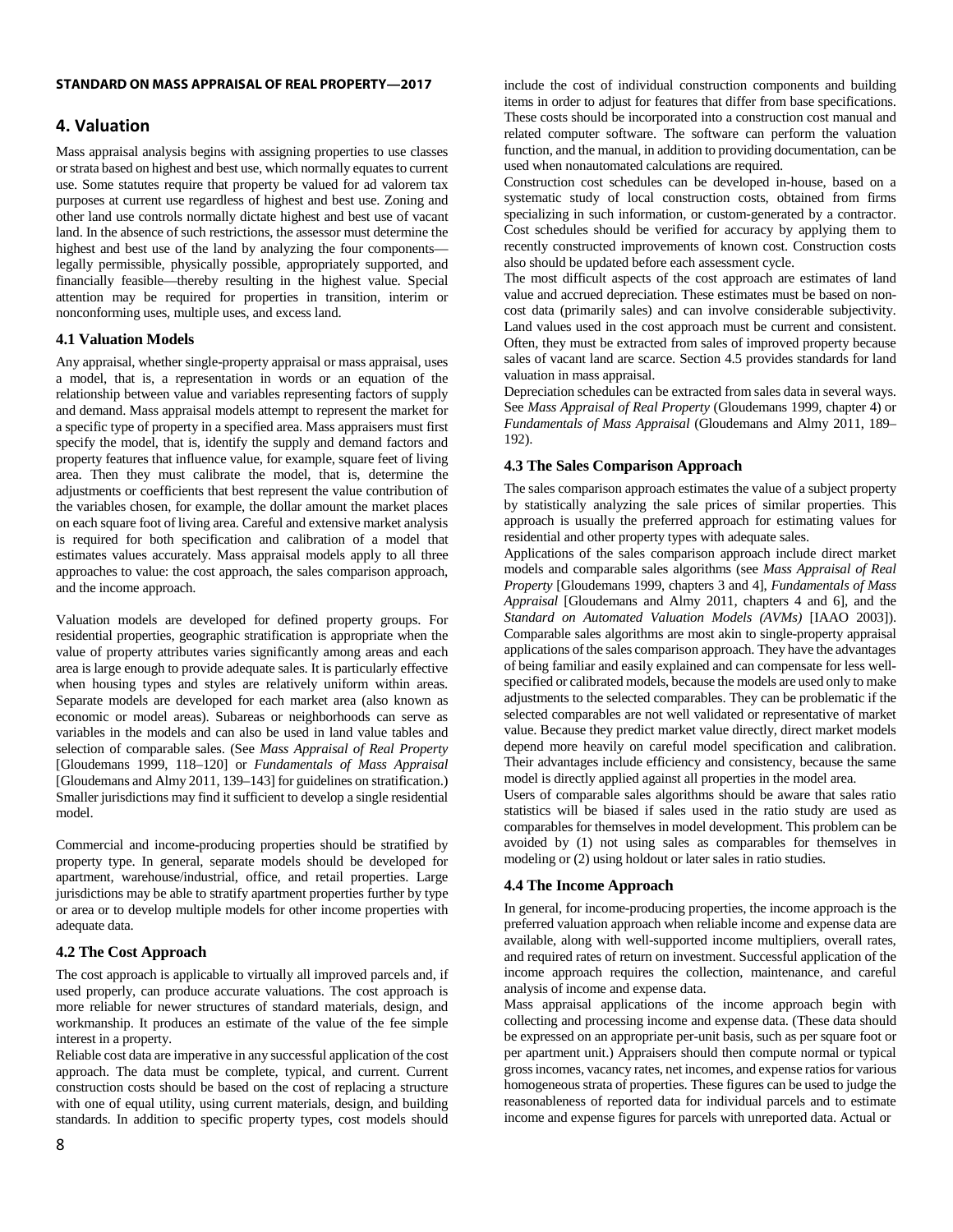## 4. Valuation

Mass appraisal analysis begins with assigning properties to use classes or strata based on highest and best use, which normally equates to current use. Some statutes require that property be valued for ad valorem tax purposes at current use regardless of highest and best use. Zoning and other land use controls normally dictate highest and best use of vacant land. In the absence of such restrictions, the assessor must determine the highest and best use of the land by analyzing the four components—legally permissible, physically possible, appropriately supported, and financially feasible—thereby resulting in the highest value. Special attention may be required for properties in transition, interim or nonconforming uses, multiple uses, and excess land.

### 4.1 Valuation Models

Any appraisal, whether single-property appraisal or mass appraisal, uses a model, that is, a representation in words or an equation of the relationship between value and variables representing factors of supply and demand. Mass appraisal models attempt to represent the market for a specific type of property in a specified area. Mass appraisers must first specify the model, that is, identify the supply and demand factors and property features that influence value, for example, square feet of living area. Then they must calibrate the model, that is, determine the adjustments or coefficients that best represent the value contribution of the variables chosen, for example, the dollar amount the market places on each square foot of living area. Careful and extensive market analysis is required for both specification and calibration of a model that estimates values accurately. Mass appraisal models apply to all three approaches to value: the cost approach, the sales comparison approach, and the income approach.

Valuation models are developed for defined property groups. For residential properties, geographic stratification is appropriate when the value of property attributes varies significantly among areas and each area is large enough to provide adequate sales. It is particularly effective when housing types and styles are relatively uniform within areas. Separate models are developed for each market area (also known as economic or model areas). Subareas or neighborhoods can serve as variables in the models and can also be used in land value tables and selection of comparable sales. (See *Mass Appraisal of Real Property* [Gloudemans 1999, 118–120] or *Fundamentals of Mass Appraisal* [Gloudemans and Almy 2011, 139–143] for guidelines on stratification.) Smaller jurisdictions may find it sufficient to develop a single residential model.

Commercial and income-producing properties should be stratified by property type. In general, separate models should be developed for apartment, warehouse/industrial, office, and retail properties. Large jurisdictions may be able to stratify apartment properties further by type or area or to develop multiple models for other income properties with adequate data.

### 4.2 The Cost Approach

The cost approach is applicable to virtually all improved parcels and, if used properly, can produce accurate valuations. The cost approach is more reliable for newer structures of standard materials, design, and workmanship. It produces an estimate of the value of the fee simple interest in a property.

Reliable cost data are imperative in any successful application of the cost approach. The data must be complete, typical, and current. Current construction costs should be based on the cost of replacing a structure with one of equal utility, using current materials, design, and building standards. In addition to specific property types, cost models should include the cost of individual construction components and building items in order to adjust for features that differ from base specifications. These costs should be incorporated into a construction cost manual and related computer software. The software can perform the valuation function, and the manual, in addition to providing documentation, can be used when nonautomated calculations are required.

Construction cost schedules can be developed in-house, based on a systematic study of local construction costs, obtained from firms specializing in such information, or custom-generated by a contractor. Cost schedules should be verified for accuracy by applying them to recently constructed improvements of known cost. Construction costs also should be updated before each assessment cycle.

The most difficult aspects of the cost approach are estimates of land value and accrued depreciation. These estimates must be based on non-cost data (primarily sales) and can involve considerable subjectivity. Land values used in the cost approach must be current and consistent. Often, they must be extracted from sales of improved property because sales of vacant land are scarce. Section 4.5 provides standards for land valuation in mass appraisal.

Depreciation schedules can be extracted from sales data in several ways. See *Mass Appraisal of Real Property* (Gloudemans 1999, chapter 4) or *Fundamentals of Mass Appraisal* (Gloudemans and Almy 2011, 189–192).

### 4.3 The Sales Comparison Approach

The sales comparison approach estimates the value of a subject property by statistically analyzing the sale prices of similar properties. This approach is usually the preferred approach for estimating values for residential and other property types with adequate sales.

Applications of the sales comparison approach include direct market models and comparable sales algorithms (see *Mass Appraisal of Real Property* [Gloudemans 1999, chapters 3 and 4], *Fundamentals of Mass Appraisal* [Gloudemans and Almy 2011, chapters 4 and 6], and the *Standard on Automated Valuation Models (AVMs)* [IAAO 2003]). Comparable sales algorithms are most akin to single-property appraisal applications of the sales comparison approach. They have the advantages of being familiar and easily explained and can compensate for less well-specified or calibrated models, because the models are used only to make adjustments to the selected comparables. They can be problematic if the selected comparables are not well validated or representative of market value. Because they predict market value directly, direct market models depend more heavily on careful model specification and calibration. Their advantages include efficiency and consistency, because the same model is directly applied against all properties in the model area.

Users of comparable sales algorithms should be aware that sales ratio statistics will be biased if sales used in the ratio study are used as comparables for themselves in model development. This problem can be avoided by (1) not using sales as comparables for themselves in modeling or (2) using holdout or later sales in ratio studies.

### 4.4 The Income Approach

In general, for income-producing properties, the income approach is the preferred valuation approach when reliable income and expense data are available, along with well-supported income multipliers, overall rates, and required rates of return on investment. Successful application of the income approach requires the collection, maintenance, and careful analysis of income and expense data.

Mass appraisal applications of the income approach begin with collecting and processing income and expense data. (These data should be expressed on an appropriate per-unit basis, such as per square foot or per apartment unit.) Appraisers should then compute normal or typical gross incomes, vacancy rates, net incomes, and expense ratios for various homogeneous strata of properties. These figures can be used to judge the reasonableness of reported data for individual parcels and to estimate income and expense figures for parcels with unreported data. Actual or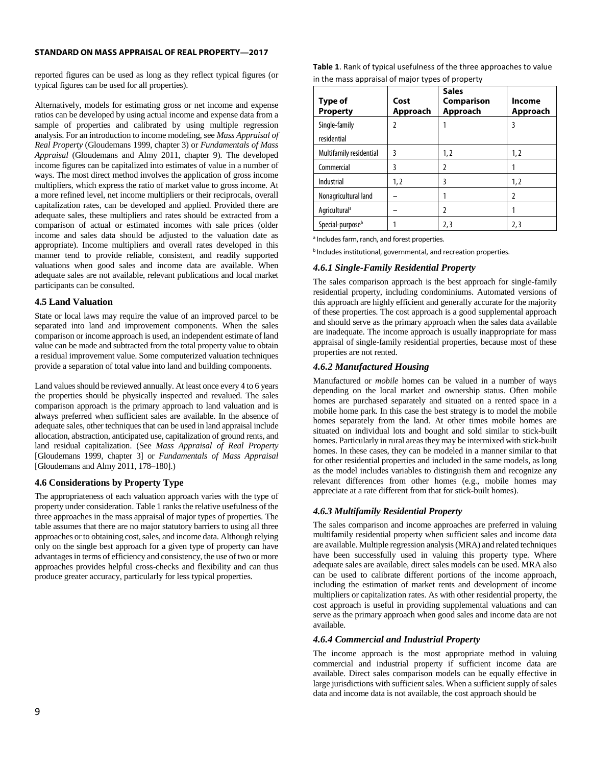reported figures can be used as long as they reflect typical figures (or typical figures can be used for all properties).

Alternatively, models for estimating gross or net income and expense ratios can be developed by using actual income and expense data from a sample of properties and calibrated by using multiple regression analysis. For an introduction to income modeling, see *Mass Appraisal of Real Property* (Gloudemans 1999, chapter 3) or *Fundamentals of Mass Appraisal* (Gloudemans and Almy 2011, chapter 9). The developed income figures can be capitalized into estimates of value in a number of ways. The most direct method involves the application of gross income multipliers, which express the ratio of market value to gross income. At a more refined level, net income multipliers or their reciprocals, overall capitalization rates, can be developed and applied. Provided there are adequate sales, these multipliers and rates should be extracted from a comparison of actual or estimated incomes with sale prices (older income and sales data should be adjusted to the valuation date as appropriate). Income multipliers and overall rates developed in this manner tend to provide reliable, consistent, and readily supported valuations when good sales and income data are available. When adequate sales are not available, relevant publications and local market participants can be consulted.

### 4.5 Land Valuation

State or local laws may require the value of an improved parcel to be separated into land and improvement components. When the sales comparison or income approach is used, an independent estimate of land value can be made and subtracted from the total property value to obtain a residual improvement value. Some computerized valuation techniques provide a separation of total value into land and building components.

Land values should be reviewed annually. At least once every 4 to 6 years the properties should be physically inspected and revalued. The sales comparison approach is the primary approach to land valuation and is always preferred when sufficient sales are available. In the absence of adequate sales, other techniques that can be used in land appraisal include allocation, abstraction, anticipated use, capitalization of ground rents, and land residual capitalization. (See *Mass Appraisal of Real Property* [Gloudemans 1999, chapter 3] or *Fundamentals of Mass Appraisal* [Gloudemans and Almy 2011, 178–180].)

### 4.6 Considerations by Property Type

The appropriateness of each valuation approach varies with the type of property under consideration. Table 1 ranks the relative usefulness of the three approaches in the mass appraisal of major types of properties. The table assumes that there are no major statutory barriers to using all three approaches or to obtaining cost, sales, and income data. Although relying only on the single best approach for a given type of property can have advantages in terms of efficiency and consistency, the use of two or more approaches provides helpful cross-checks and flexibility and can thus produce greater accuracy, particularly for less typical properties.

**Table 1**. Rank of typical usefulness of the three approaches to value in the mass appraisal of major types of property

| Type of Property | Cost Approach | Sales Comparison Approach | Income Approach |
|---|---|---|---|
| Single-family residential | 2 | 1 | 3 |
| Multifamily residential | 3 | 1, 2 | 1, 2 |
| Commercial | 3 | 2 | 1 |
| Industrial | 1, 2 | 3 | 1, 2 |
| Nonagricultural land | – | 1 | 2 |
| Agricultural[a] | – | 2 | 1 |
| Special-purpose[b] | 1 | 2, 3 | 2, 3 |

[a] Includes farm, ranch, and forest properties.

[b] Includes institutional, governmental, and recreation properties.

#### *4.6.1 Single-Family Residential Property*

The sales comparison approach is the best approach for single-family residential property, including condominiums. Automated versions of this approach are highly efficient and generally accurate for the majority of these properties. The cost approach is a good supplemental approach and should serve as the primary approach when the sales data available are inadequate. The income approach is usually inappropriate for mass appraisal of single-family residential properties, because most of these properties are not rented.

#### *4.6.2 Manufactured Housing*

Manufactured or *mobile* homes can be valued in a number of ways depending on the local market and ownership status. Often mobile homes are purchased separately and situated on a rented space in a mobile home park. In this case the best strategy is to model the mobile homes separately from the land. At other times mobile homes are situated on individual lots and bought and sold similar to stick-built homes. Particularly in rural areas they may be intermixed with stick-built homes. In these cases, they can be modeled in a manner similar to that for other residential properties and included in the same models, as long as the model includes variables to distinguish them and recognize any relevant differences from other homes (e.g., mobile homes may appreciate at a rate different from that for stick-built homes).

#### *4.6.3 Multifamily Residential Property*

The sales comparison and income approaches are preferred in valuing multifamily residential property when sufficient sales and income data are available. Multiple regression analysis (MRA) and related techniques have been successfully used in valuing this property type. Where adequate sales are available, direct sales models can be used. MRA also can be used to calibrate different portions of the income approach, including the estimation of market rents and development of income multipliers or capitalization rates. As with other residential property, the cost approach is useful in providing supplemental valuations and can serve as the primary approach when good sales and income data are not available.

#### *4.6.4 Commercial and Industrial Property*

The income approach is the most appropriate method in valuing commercial and industrial property if sufficient income data are available. Direct sales comparison models can be equally effective in large jurisdictions with sufficient sales. When a sufficient supply of sales data and income data is not available, the cost approach should be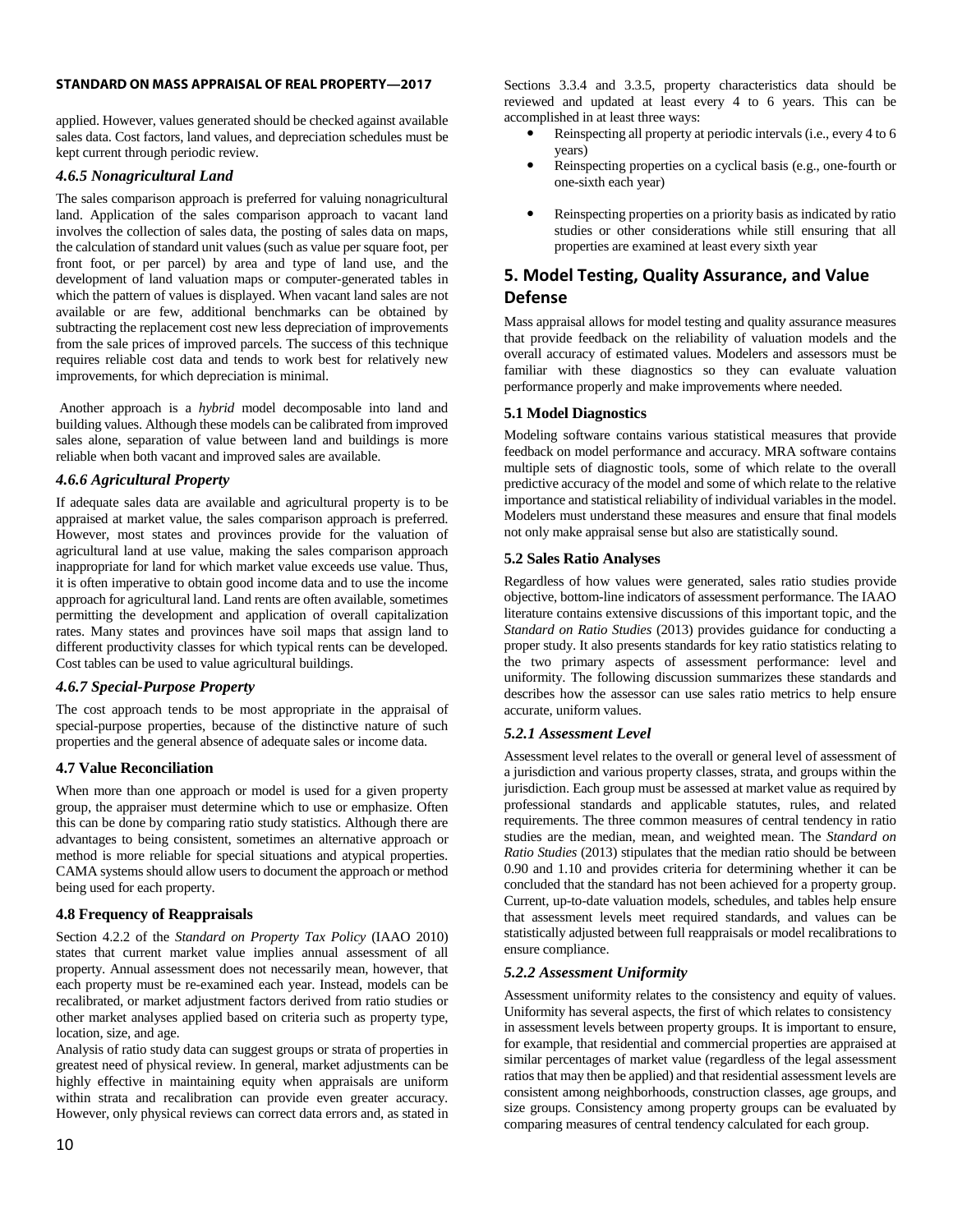applied. However, values generated should be checked against available sales data. Cost factors, land values, and depreciation schedules must be kept current through periodic review.

#### *4.6.5 Nonagricultural Land*

The sales comparison approach is preferred for valuing nonagricultural land. Application of the sales comparison approach to vacant land involves the collection of sales data, the posting of sales data on maps, the calculation of standard unit values (such as value per square foot, per front foot, or per parcel) by area and type of land use, and the development of land valuation maps or computer-generated tables in which the pattern of values is displayed. When vacant land sales are not available or are few, additional benchmarks can be obtained by subtracting the replacement cost new less depreciation of improvements from the sale prices of improved parcels. The success of this technique requires reliable cost data and tends to work best for relatively new improvements, for which depreciation is minimal.

Another approach is a *hybrid* model decomposable into land and building values. Although these models can be calibrated from improved sales alone, separation of value between land and buildings is more reliable when both vacant and improved sales are available.

#### *4.6.6 Agricultural Property*

If adequate sales data are available and agricultural property is to be appraised at market value, the sales comparison approach is preferred. However, most states and provinces provide for the valuation of agricultural land at use value, making the sales comparison approach inappropriate for land for which market value exceeds use value. Thus, it is often imperative to obtain good income data and to use the income approach for agricultural land. Land rents are often available, sometimes permitting the development and application of overall capitalization rates. Many states and provinces have soil maps that assign land to different productivity classes for which typical rents can be developed. Cost tables can be used to value agricultural buildings.

#### *4.6.7 Special-Purpose Property*

The cost approach tends to be most appropriate in the appraisal of special-purpose properties, because of the distinctive nature of such properties and the general absence of adequate sales or income data.

### 4.7 Value Reconciliation

When more than one approach or model is used for a given property group, the appraiser must determine which to use or emphasize. Often this can be done by comparing ratio study statistics. Although there are advantages to being consistent, sometimes an alternative approach or method is more reliable for special situations and atypical properties. CAMA systems should allow users to document the approach or method being used for each property.

### 4.8 Frequency of Reappraisals

Section 4.2.2 of the *Standard on Property Tax Policy* (IAAO 2010) states that current market value implies annual assessment of all property. Annual assessment does not necessarily mean, however, that each property must be re-examined each year. Instead, models can be recalibrated, or market adjustment factors derived from ratio studies or other market analyses applied based on criteria such as property type, location, size, and age.

Analysis of ratio study data can suggest groups or strata of properties in greatest need of physical review. In general, market adjustments can be highly effective in maintaining equity when appraisals are uniform within strata and recalibration can provide even greater accuracy. However, only physical reviews can correct data errors and, as stated in Sections 3.3.4 and 3.3.5, property characteristics data should be reviewed and updated at least every 4 to 6 years. This can be accomplished in at least three ways:

- Reinspecting all property at periodic intervals (i.e., every 4 to 6 years)
- Reinspecting properties on a cyclical basis (e.g., one-fourth or one-sixth each year)
- Reinspecting properties on a priority basis as indicated by ratio studies or other considerations while still ensuring that all properties are examined at least every sixth year

## 5. Model Testing, Quality Assurance, and Value Defense

Mass appraisal allows for model testing and quality assurance measures that provide feedback on the reliability of valuation models and the overall accuracy of estimated values. Modelers and assessors must be familiar with these diagnostics so they can evaluate valuation performance properly and make improvements where needed.

### 5.1 Model Diagnostics

Modeling software contains various statistical measures that provide feedback on model performance and accuracy. MRA software contains multiple sets of diagnostic tools, some of which relate to the overall predictive accuracy of the model and some of which relate to the relative importance and statistical reliability of individual variables in the model. Modelers must understand these measures and ensure that final models not only make appraisal sense but also are statistically sound.

### 5.2 Sales Ratio Analyses

Regardless of how values were generated, sales ratio studies provide objective, bottom-line indicators of assessment performance. The IAAO literature contains extensive discussions of this important topic, and the *Standard on Ratio Studies* (2013) provides guidance for conducting a proper study. It also presents standards for key ratio statistics relating to the two primary aspects of assessment performance: level and uniformity. The following discussion summarizes these standards and describes how the assessor can use sales ratio metrics to help ensure accurate, uniform values.

#### *5.2.1 Assessment Level*

Assessment level relates to the overall or general level of assessment of a jurisdiction and various property classes, strata, and groups within the jurisdiction. Each group must be assessed at market value as required by professional standards and applicable statutes, rules, and related requirements. The three common measures of central tendency in ratio studies are the median, mean, and weighted mean. The *Standard on Ratio Studies* (2013) stipulates that the median ratio should be between 0.90 and 1.10 and provides criteria for determining whether it can be concluded that the standard has not been achieved for a property group. Current, up-to-date valuation models, schedules, and tables help ensure that assessment levels meet required standards, and values can be statistically adjusted between full reappraisals or model recalibrations to ensure compliance.

#### *5.2.2 Assessment Uniformity*

Assessment uniformity relates to the consistency and equity of values. Uniformity has several aspects, the first of which relates to consistency in assessment levels between property groups. It is important to ensure, for example, that residential and commercial properties are appraised at similar percentages of market value (regardless of the legal assessment ratios that may then be applied) and that residential assessment levels are consistent among neighborhoods, construction classes, age groups, and size groups. Consistency among property groups can be evaluated by comparing measures of central tendency calculated for each group.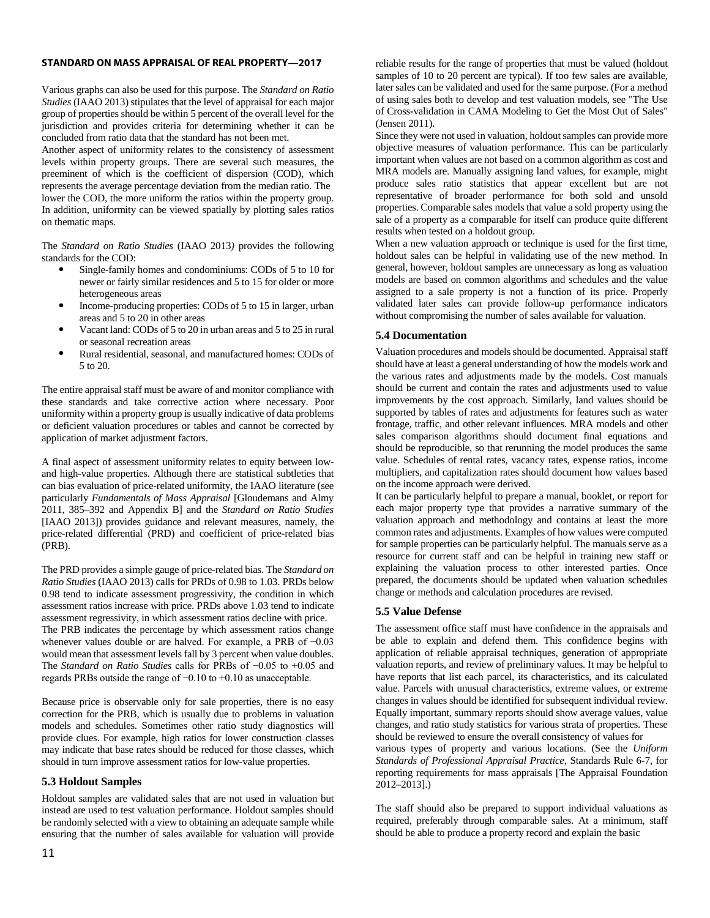Various graphs can also be used for this purpose. The *Standard on Ratio Studies* (IAAO 2013) stipulates that the level of appraisal for each major group of properties should be within 5 percent of the overall level for the jurisdiction and provides criteria for determining whether it can be concluded from ratio data that the standard has not been met.

Another aspect of uniformity relates to the consistency of assessment levels within property groups. There are several such measures, the preeminent of which is the coefficient of dispersion (COD), which represents the average percentage deviation from the median ratio. The lower the COD, the more uniform the ratios within the property group. In addition, uniformity can be viewed spatially by plotting sales ratios on thematic maps.

The *Standard on Ratio Studies* (IAAO 2013) provides the following standards for the COD:

- Single-family homes and condominiums: CODs of 5 to 10 for newer or fairly similar residences and 5 to 15 for older or more heterogeneous areas
- Income-producing properties: CODs of 5 to 15 in larger, urban areas and 5 to 20 in other areas
- Vacant land: CODs of 5 to 20 in urban areas and 5 to 25 in rural or seasonal recreation areas
- Rural residential, seasonal, and manufactured homes: CODs of 5 to 20.

The entire appraisal staff must be aware of and monitor compliance with these standards and take corrective action where necessary. Poor uniformity within a property group is usually indicative of data problems or deficient valuation procedures or tables and cannot be corrected by application of market adjustment factors.

A final aspect of assessment uniformity relates to equity between low- and high-value properties. Although there are statistical subtleties that can bias evaluation of price-related uniformity, the IAAO literature (see particularly *Fundamentals of Mass Appraisal* [Gloudemans and Almy 2011, 385–392 and Appendix B] and the *Standard on Ratio Studies* [IAAO 2013]) provides guidance and relevant measures, namely, the price-related differential (PRD) and coefficient of price-related bias (PRB).

The PRD provides a simple gauge of price-related bias. The *Standard on Ratio Studies* (IAAO 2013) calls for PRDs of 0.98 to 1.03. PRDs below 0.98 tend to indicate assessment progressivity, the condition in which assessment ratios increase with price. PRDs above 1.03 tend to indicate assessment regressivity, in which assessment ratios decline with price.

The PRB indicates the percentage by which assessment ratios change whenever values double or are halved. For example, a PRB of −0.03 would mean that assessment levels fall by 3 percent when value doubles. The *Standard on Ratio Studies* calls for PRBs of −0.05 to +0.05 and regards PRBs outside the range of −0.10 to +0.10 as unacceptable.

Because price is observable only for sale properties, there is no easy correction for the PRB, which is usually due to problems in valuation models and schedules. Sometimes other ratio study diagnostics will provide clues. For example, high ratios for lower construction classes may indicate that base rates should be reduced for those classes, which should in turn improve assessment ratios for low-value properties.

### 5.3 Holdout Samples

Holdout samples are validated sales that are not used in valuation but instead are used to test valuation performance. Holdout samples should be randomly selected with a view to obtaining an adequate sample while ensuring that the number of sales available for valuation will provide reliable results for the range of properties that must be valued (holdout samples of 10 to 20 percent are typical). If too few sales are available, later sales can be validated and used for the same purpose. (For a method of using sales both to develop and test valuation models, see "The Use of Cross-validation in CAMA Modeling to Get the Most Out of Sales" (Jensen 2011).

Since they were not used in valuation, holdout samples can provide more objective measures of valuation performance. This can be particularly important when values are not based on a common algorithm as cost and MRA models are. Manually assigning land values, for example, might produce sales ratio statistics that appear excellent but are not representative of broader performance for both sold and unsold properties. Comparable sales models that value a sold property using the sale of a property as a comparable for itself can produce quite different results when tested on a holdout group.

When a new valuation approach or technique is used for the first time, holdout sales can be helpful in validating use of the new method. In general, however, holdout samples are unnecessary as long as valuation models are based on common algorithms and schedules and the value assigned to a sale property is not a function of its price. Properly validated later sales can provide follow-up performance indicators without compromising the number of sales available for valuation.

### 5.4 Documentation

Valuation procedures and models should be documented. Appraisal staff should have at least a general understanding of how the models work and the various rates and adjustments made by the models. Cost manuals should be current and contain the rates and adjustments used to value improvements by the cost approach. Similarly, land values should be supported by tables of rates and adjustments for features such as water frontage, traffic, and other relevant influences. MRA models and other sales comparison algorithms should document final equations and should be reproducible, so that rerunning the model produces the same value. Schedules of rental rates, vacancy rates, expense ratios, income multipliers, and capitalization rates should document how values based on the income approach were derived.

It can be particularly helpful to prepare a manual, booklet, or report for each major property type that provides a narrative summary of the valuation approach and methodology and contains at least the more common rates and adjustments. Examples of how values were computed for sample properties can be particularly helpful. The manuals serve as a resource for current staff and can be helpful in training new staff or explaining the valuation process to other interested parties. Once prepared, the documents should be updated when valuation schedules change or methods and calculation procedures are revised.

### 5.5 Value Defense

The assessment office staff must have confidence in the appraisals and be able to explain and defend them. This confidence begins with application of reliable appraisal techniques, generation of appropriate valuation reports, and review of preliminary values. It may be helpful to have reports that list each parcel, its characteristics, and its calculated value. Parcels with unusual characteristics, extreme values, or extreme changes in values should be identified for subsequent individual review. Equally important, summary reports should show average values, value changes, and ratio study statistics for various strata of properties. These should be reviewed to ensure the overall consistency of values for various types of property and various locations. (See the *Uniform Standards of Professional Appraisal Practice*, Standards Rule 6-7, for reporting requirements for mass appraisals [The Appraisal Foundation 2012–2013].)

The staff should also be prepared to support individual valuations as required, preferably through comparable sales. At a minimum, staff should be able to produce a property record and explain the basic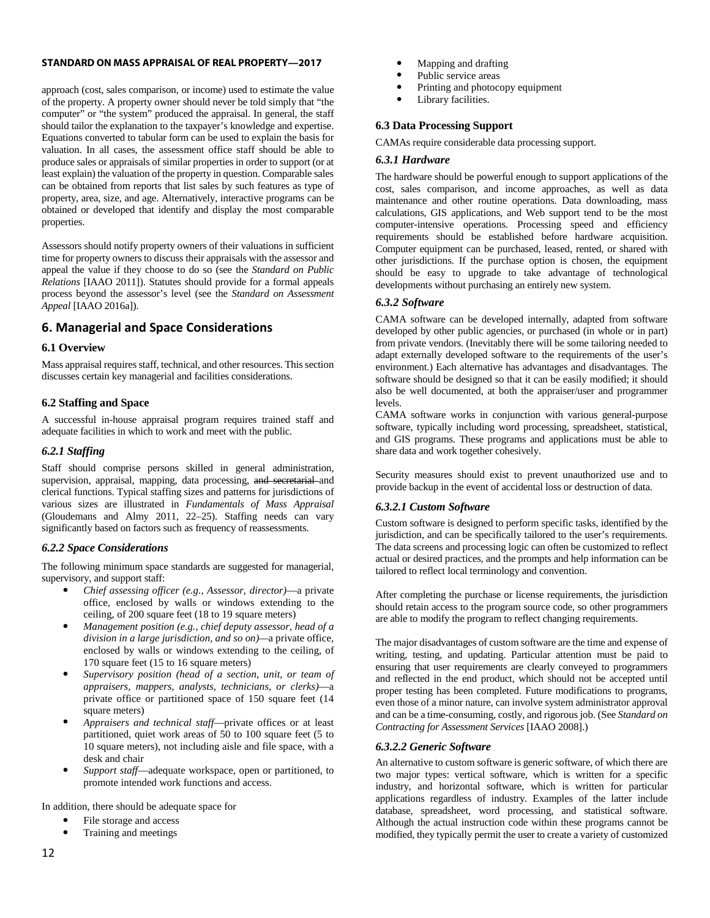approach (cost, sales comparison, or income) used to estimate the value of the property. A property owner should never be told simply that "the computer" or "the system" produced the appraisal. In general, the staff should tailor the explanation to the taxpayer's knowledge and expertise. Equations converted to tabular form can be used to explain the basis for valuation. In all cases, the assessment office staff should be able to produce sales or appraisals of similar properties in order to support (or at least explain) the valuation of the property in question. Comparable sales can be obtained from reports that list sales by such features as type of property, area, size, and age. Alternatively, interactive programs can be obtained or developed that identify and display the most comparable properties.

Assessors should notify property owners of their valuations in sufficient time for property owners to discuss their appraisals with the assessor and appeal the value if they choose to do so (see the *Standard on Public Relations* [IAAO 2011]). Statutes should provide for a formal appeals process beyond the assessor's level (see the *Standard on Assessment Appeal* [IAAO 2016a]).

## 6. Managerial and Space Considerations

### 6.1 Overview

Mass appraisal requires staff, technical, and other resources. This section discusses certain key managerial and facilities considerations.

### 6.2 Staffing and Space

A successful in-house appraisal program requires trained staff and adequate facilities in which to work and meet with the public.

#### *6.2.1 Staffing*

Staff should comprise persons skilled in general administration, supervision, appraisal, mapping, data processing, ~~and secretarial~~ and clerical functions. Typical staffing sizes and patterns for jurisdictions of various sizes are illustrated in *Fundamentals of Mass Appraisal* (Gloudemans and Almy 2011, 22–25). Staffing needs can vary significantly based on factors such as frequency of reassessments.

#### *6.2.2 Space Considerations*

The following minimum space standards are suggested for managerial, supervisory, and support staff:

- *Chief assessing officer (e.g., Assessor, director)*—a private office, enclosed by walls or windows extending to the ceiling, of 200 square feet (18 to 19 square meters)
- *Management position (e.g., chief deputy assessor, head of a division in a large jurisdiction, and so on)*—a private office, enclosed by walls or windows extending to the ceiling, of 170 square feet (15 to 16 square meters)
- *Supervisory position (head of a section, unit, or team of appraisers, mappers, analysts, technicians, or clerks)*—a private office or partitioned space of 150 square feet (14 square meters)
- *Appraisers and technical staff*—private offices or at least partitioned, quiet work areas of 50 to 100 square feet (5 to 10 square meters), not including aisle and file space, with a desk and chair
- *Support staff*—adequate workspace, open or partitioned, to promote intended work functions and access.

In addition, there should be adequate space for

- File storage and access
- Training and meetings
- Mapping and drafting
- Public service areas
- Printing and photocopy equipment
- Library facilities.

### 6.3 Data Processing Support

CAMAs require considerable data processing support.

#### *6.3.1 Hardware*

The hardware should be powerful enough to support applications of the cost, sales comparison, and income approaches, as well as data maintenance and other routine operations. Data downloading, mass calculations, GIS applications, and Web support tend to be the most computer-intensive operations. Processing speed and efficiency requirements should be established before hardware acquisition. Computer equipment can be purchased, leased, rented, or shared with other jurisdictions. If the purchase option is chosen, the equipment should be easy to upgrade to take advantage of technological developments without purchasing an entirely new system.

#### *6.3.2 Software*

CAMA software can be developed internally, adapted from software developed by other public agencies, or purchased (in whole or in part) from private vendors. (Inevitably there will be some tailoring needed to adapt externally developed software to the requirements of the user's environment.) Each alternative has advantages and disadvantages. The software should be designed so that it can be easily modified; it should also be well documented, at both the appraiser/user and programmer levels.

CAMA software works in conjunction with various general-purpose software, typically including word processing, spreadsheet, statistical, and GIS programs. These programs and applications must be able to share data and work together cohesively.

Security measures should exist to prevent unauthorized use and to provide backup in the event of accidental loss or destruction of data.

#### *6.3.2.1 Custom Software*

Custom software is designed to perform specific tasks, identified by the jurisdiction, and can be specifically tailored to the user's requirements. The data screens and processing logic can often be customized to reflect actual or desired practices, and the prompts and help information can be tailored to reflect local terminology and convention.

After completing the purchase or license requirements, the jurisdiction should retain access to the program source code, so other programmers are able to modify the program to reflect changing requirements.

The major disadvantages of custom software are the time and expense of writing, testing, and updating. Particular attention must be paid to ensuring that user requirements are clearly conveyed to programmers and reflected in the end product, which should not be accepted until proper testing has been completed. Future modifications to programs, even those of a minor nature, can involve system administrator approval and can be a time-consuming, costly, and rigorous job. (See *Standard on Contracting for Assessment Services* [IAAO 2008].)

#### *6.3.2.2 Generic Software*

An alternative to custom software is generic software, of which there are two major types: vertical software, which is written for a specific industry, and horizontal software, which is written for particular applications regardless of industry. Examples of the latter include database, spreadsheet, word processing, and statistical software. Although the actual instruction code within these programs cannot be modified, they typically permit the user to create a variety of customized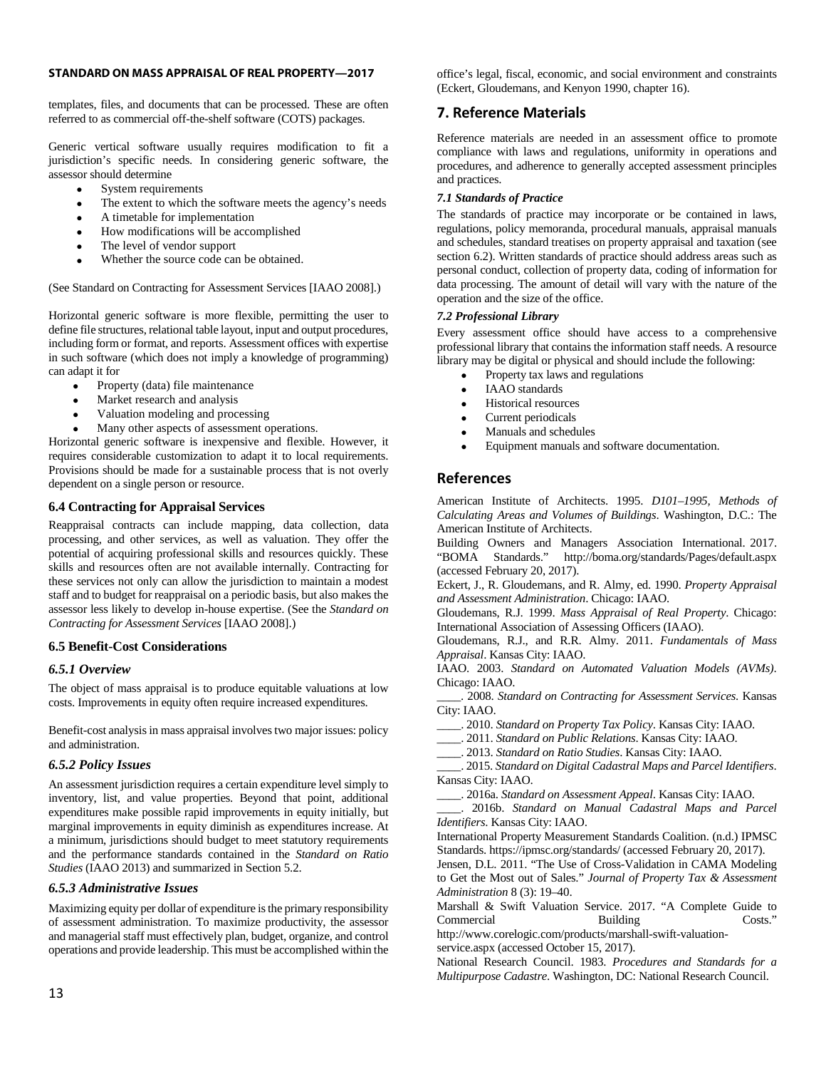templates, files, and documents that can be processed. These are often referred to as commercial off-the-shelf software (COTS) packages.

Generic vertical software usually requires modification to fit a jurisdiction's specific needs. In considering generic software, the assessor should determine

- System requirements
- The extent to which the software meets the agency's needs
- A timetable for implementation
- How modifications will be accomplished
- The level of vendor support
- Whether the source code can be obtained.

(See Standard on Contracting for Assessment Services [IAAO 2008].)

Horizontal generic software is more flexible, permitting the user to define file structures, relational table layout, input and output procedures, including form or format, and reports. Assessment offices with expertise in such software (which does not imply a knowledge of programming) can adapt it for

- Property (data) file maintenance
- Market research and analysis
- Valuation modeling and processing
- Many other aspects of assessment operations.

Horizontal generic software is inexpensive and flexible. However, it requires considerable customization to adapt it to local requirements. Provisions should be made for a sustainable process that is not overly dependent on a single person or resource.

### 6.4 Contracting for Appraisal Services

Reappraisal contracts can include mapping, data collection, data processing, and other services, as well as valuation. They offer the potential of acquiring professional skills and resources quickly. These skills and resources often are not available internally. Contracting for these services not only can allow the jurisdiction to maintain a modest staff and to budget for reappraisal on a periodic basis, but also makes the assessor less likely to develop in-house expertise. (See the *Standard on Contracting for Assessment Services* [IAAO 2008].)

### 6.5 Benefit-Cost Considerations

#### *6.5.1 Overview*

The object of mass appraisal is to produce equitable valuations at low costs. Improvements in equity often require increased expenditures.

Benefit-cost analysis in mass appraisal involves two major issues: policy and administration.

#### *6.5.2 Policy Issues*

An assessment jurisdiction requires a certain expenditure level simply to inventory, list, and value properties. Beyond that point, additional expenditures make possible rapid improvements in equity initially, but marginal improvements in equity diminish as expenditures increase. At a minimum, jurisdictions should budget to meet statutory requirements and the performance standards contained in the *Standard on Ratio Studies* (IAAO 2013) and summarized in Section 5.2.

#### *6.5.3 Administrative Issues*

Maximizing equity per dollar of expenditure is the primary responsibility of assessment administration. To maximize productivity, the assessor and managerial staff must effectively plan, budget, organize, and control operations and provide leadership. This must be accomplished within the office's legal, fiscal, economic, and social environment and constraints (Eckert, Gloudemans, and Kenyon 1990, chapter 16).

## 7. Reference Materials

Reference materials are needed in an assessment office to promote compliance with laws and regulations, uniformity in operations and procedures, and adherence to generally accepted assessment principles and practices.

#### *7.1 Standards of Practice*

The standards of practice may incorporate or be contained in laws, regulations, policy memoranda, procedural manuals, appraisal manuals and schedules, standard treatises on property appraisal and taxation (see section 6.2). Written standards of practice should address areas such as personal conduct, collection of property data, coding of information for data processing. The amount of detail will vary with the nature of the operation and the size of the office.

#### *7.2 Professional Library*

Every assessment office should have access to a comprehensive professional library that contains the information staff needs. A resource library may be digital or physical and should include the following:

- Property tax laws and regulations
- IAAO standards
- Historical resources
- Current periodicals
- Manuals and schedules
- Equipment manuals and software documentation.

## References

American Institute of Architects. 1995. *D101–1995, Methods of Calculating Areas and Volumes of Buildings*. Washington, D.C.: The American Institute of Architects.

Building Owners and Managers Association International. 2017. "BOMA Standards." http://boma.org/standards/Pages/default.aspx (accessed February 20, 2017).

Eckert, J., R. Gloudemans, and R. Almy, ed. 1990. *Property Appraisal and Assessment Administration*. Chicago: IAAO.

Gloudemans, R.J. 1999. *Mass Appraisal of Real Property*. Chicago: International Association of Assessing Officers (IAAO).

Gloudemans, R.J., and R.R. Almy. 2011. *Fundamentals of Mass Appraisal*. Kansas City: IAAO.

IAAO. 2003. *Standard on Automated Valuation Models (AVMs)*. Chicago: IAAO.

____. 2008. *Standard on Contracting for Assessment Services*. Kansas City: IAAO.

____. 2010. *Standard on Property Tax Policy*. Kansas City: IAAO.

____. 2011. *Standard on Public Relations*. Kansas City: IAAO.

____. 2013. *Standard on Ratio Studies*. Kansas City: IAAO.

____. 2015. *Standard on Digital Cadastral Maps and Parcel Identifiers*. Kansas City: IAAO.

____. 2016a. *Standard on Assessment Appeal*. Kansas City: IAAO.

____. 2016b. *Standard on Manual Cadastral Maps and Parcel Identifiers*. Kansas City: IAAO.

International Property Measurement Standards Coalition. (n.d.) IPMSC Standards. https://ipmsc.org/standards/ (accessed February 20, 2017).

Jensen, D.L. 2011. "The Use of Cross-Validation in CAMA Modeling to Get the Most out of Sales." *Journal of Property Tax & Assessment Administration* 8 (3): 19–40.

Marshall & Swift Valuation Service. 2017. "A Complete Guide to Commercial Building Costs." http://www.corelogic.com/products/marshall-swift-valuation-service.aspx (accessed October 15, 2017).

National Research Council. 1983. *Procedures and Standards for a Multipurpose Cadastre*. Washington, DC: National Research Council.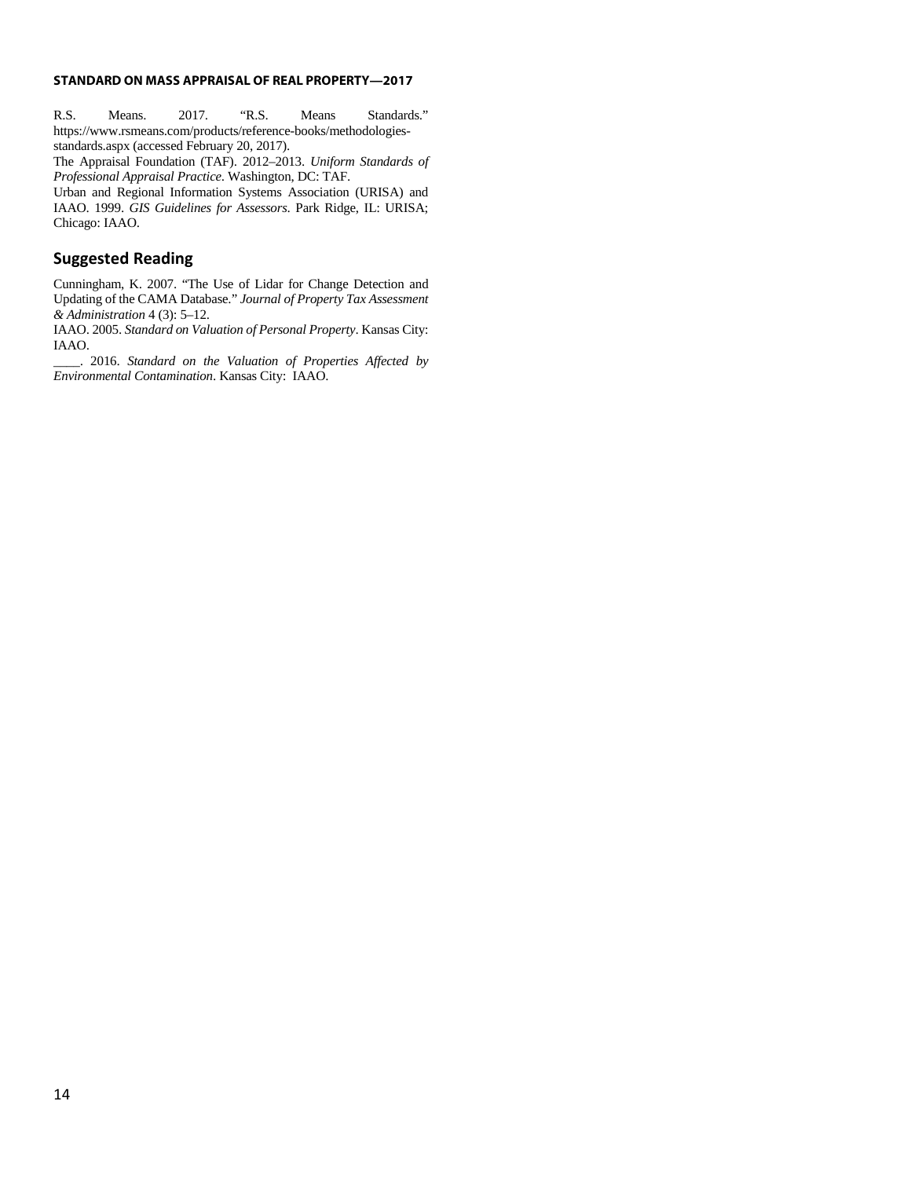R.S. Means. 2017. "R.S. Means Standards." https://www.rsmeans.com/products/reference-books/methodologies-standards.aspx (accessed February 20, 2017).

The Appraisal Foundation (TAF). 2012–2013. *Uniform Standards of Professional Appraisal Practice*. Washington, DC: TAF.

Urban and Regional Information Systems Association (URISA) and IAAO. 1999. *GIS Guidelines for Assessors*. Park Ridge, IL: URISA; Chicago: IAAO.

## Suggested Reading

Cunningham, K. 2007. "The Use of Lidar for Change Detection and Updating of the CAMA Database." *Journal of Property Tax Assessment & Administration* 4 (3): 5–12.

IAAO. 2005. *Standard on Valuation of Personal Property*. Kansas City: IAAO.

____. 2016. *Standard on the Valuation of Properties Affected by Environmental Contamination*. Kansas City: IAAO.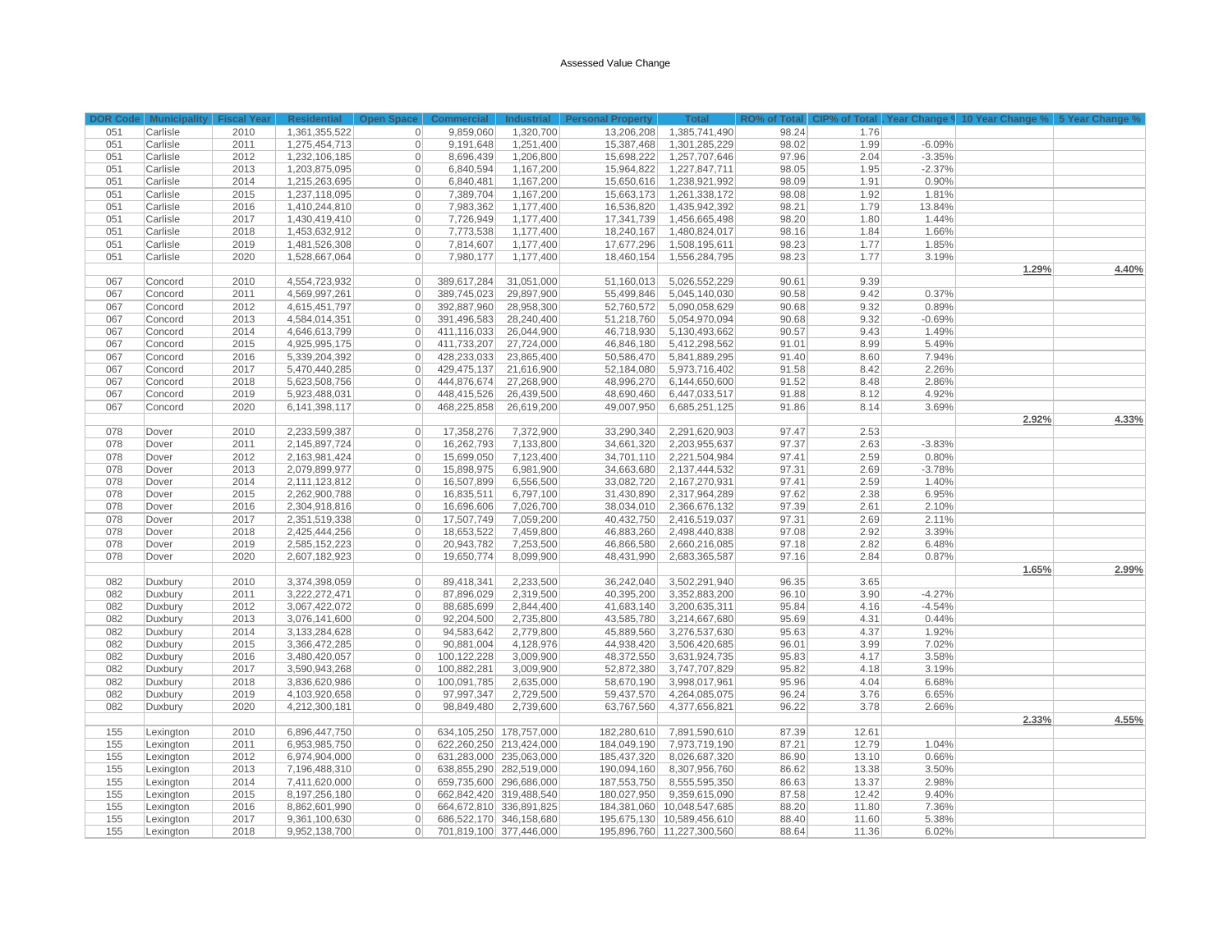Assessed Value Change

| DOR Code | Municipality | Fiscal Year | Residential | Open Space | Commercial | Industrial | Personal Property | Total | RO% of Total | CIP% of Total | Year Change % | 10 Year Change % | 5 Year Change % |
|---|---|---|---|---|---|---|---|---|---|---|---|---|---|
| 051 | Carlisle | 2010 | 1,361,355,522 | 0 | 9,859,060 | 1,320,700 | 13,206,208 | 1,385,741,490 | 98.24 | 1.76 | | | |
| 051 | Carlisle | 2011 | 1,275,454,713 | 0 | 9,191,648 | 1,251,400 | 15,387,468 | 1,301,285,229 | 98.02 | 1.99 | -6.09% | | |
| 051 | Carlisle | 2012 | 1,232,106,185 | 0 | 8,696,439 | 1,206,800 | 15,698,222 | 1,257,707,646 | 97.96 | 2.04 | -3.35% | | |
| 051 | Carlisle | 2013 | 1,203,875,095 | 0 | 6,840,594 | 1,167,200 | 15,964,822 | 1,227,847,711 | 98.05 | 1.95 | -2.37% | | |
| 051 | Carlisle | 2014 | 1,215,263,695 | 0 | 6,840,481 | 1,167,200 | 15,650,616 | 1,238,921,992 | 98.09 | 1.91 | 0.90% | | |
| 051 | Carlisle | 2015 | 1,237,118,095 | 0 | 7,389,704 | 1,167,200 | 15,663,173 | 1,261,338,172 | 98.08 | 1.92 | 1.81% | | |
| 051 | Carlisle | 2016 | 1,410,244,810 | 0 | 7,983,362 | 1,177,400 | 16,536,820 | 1,435,942,392 | 98.21 | 1.79 | 13.84% | | |
| 051 | Carlisle | 2017 | 1,430,419,410 | 0 | 7,726,949 | 1,177,400 | 17,341,739 | 1,456,665,498 | 98.20 | 1.80 | 1.44% | | |
| 051 | Carlisle | 2018 | 1,453,632,912 | 0 | 7,773,538 | 1,177,400 | 18,240,167 | 1,480,824,017 | 98.16 | 1.84 | 1.66% | | |
| 051 | Carlisle | 2019 | 1,481,526,308 | 0 | 7,814,607 | 1,177,400 | 17,677,296 | 1,508,195,611 | 98.23 | 1.77 | 1.85% | | |
| 051 | Carlisle | 2020 | 1,528,667,064 | 0 | 7,980,177 | 1,177,400 | 18,460,154 | 1,556,284,795 | 98.23 | 1.77 | 3.19% | | |
| | | | | | | | | | | | | 1.29% | 4.40% |
| 067 | Concord | 2010 | 4,554,723,932 | 0 | 389,617,284 | 31,051,000 | 51,160,013 | 5,026,552,229 | 90.61 | 9.39 | | | |
| 067 | Concord | 2011 | 4,569,997,261 | 0 | 389,745,023 | 29,897,900 | 55,499,846 | 5,045,140,030 | 90.58 | 9.42 | 0.37% | | |
| 067 | Concord | 2012 | 4,615,451,797 | 0 | 392,887,960 | 28,958,300 | 52,760,572 | 5,090,058,629 | 90.68 | 9.32 | 0.89% | | |
| 067 | Concord | 2013 | 4,584,014,351 | 0 | 391,496,583 | 28,240,400 | 51,218,760 | 5,054,970,094 | 90.68 | 9.32 | -0.69% | | |
| 067 | Concord | 2014 | 4,646,613,799 | 0 | 411,116,033 | 26,044,900 | 46,718,930 | 5,130,493,662 | 90.57 | 9.43 | 1.49% | | |
| 067 | Concord | 2015 | 4,925,995,175 | 0 | 411,733,207 | 27,724,000 | 46,846,180 | 5,412,298,562 | 91.01 | 8.99 | 5.49% | | |
| 067 | Concord | 2016 | 5,339,204,392 | 0 | 428,233,033 | 23,865,400 | 50,586,470 | 5,841,889,295 | 91.40 | 8.60 | 7.94% | | |
| 067 | Concord | 2017 | 5,470,440,285 | 0 | 429,475,137 | 21,616,900 | 52,184,080 | 5,973,716,402 | 91.58 | 8.42 | 2.26% | | |
| 067 | Concord | 2018 | 5,623,508,756 | 0 | 444,876,674 | 27,268,900 | 48,996,270 | 6,144,650,600 | 91.52 | 8.48 | 2.86% | | |
| 067 | Concord | 2019 | 5,923,488,011 | 0 | 448,415,526 | 26,439,500 | 48,690,460 | 6,447,033,517 | 91.88 | 8.12 | 4.92% | | |
| 067 | Concord | 2020 | 6,141,398,117 | 0 | 468,225,858 | 26,619,200 | 49,007,950 | 6,685,251,125 | 91.86 | 8.14 | 3.69% | | |
| | | | | | | | | | | | | 2.92% | 4.33% |
| 078 | Dover | 2010 | 2,233,599,387 | 0 | 17,358,276 | 7,372,900 | 33,290,340 | 2,291,620,903 | 97.47 | 2.53 | | | |
| 078 | Dover | 2011 | 2,145,897,724 | 0 | 16,262,793 | 7,133,800 | 34,661,320 | 2,203,955,637 | 97.37 | 2.63 | -3.83% | | |
| 078 | Dover | 2012 | 2,163,981,424 | 0 | 15,699,050 | 7,123,400 | 34,701,110 | 2,221,504,984 | 97.41 | 2.59 | 0.80% | | |
| 078 | Dover | 2013 | 2,079,899,977 | 0 | 15,898,975 | 6,981,900 | 34,663,680 | 2,137,444,532 | 97.31 | 2.69 | -3.78% | | |
| 078 | Dover | 2014 | 2,111,123,812 | 0 | 16,507,899 | 6,556,500 | 33,082,720 | 2,167,270,931 | 97.41 | 2.59 | 1.40% | | |
| 078 | Dover | 2015 | 2,262,900,788 | 0 | 16,835,511 | 6,797,100 | 31,430,890 | 2,317,964,289 | 97.62 | 2.38 | 6.95% | | |
| 078 | Dover | 2016 | 2,304,918,816 | 0 | 16,696,606 | 7,026,700 | 38,034,010 | 2,366,676,132 | 97.39 | 2.61 | 2.10% | | |
| 078 | Dover | 2017 | 2,351,519,338 | 0 | 17,507,749 | 7,059,200 | 40,432,750 | 2,416,519,037 | 97.31 | 2.69 | 2.11% | | |
| 078 | Dover | 2018 | 2,425,444,256 | 0 | 18,653,522 | 7,459,800 | 46,883,260 | 2,498,440,838 | 97.08 | 2.92 | 3.39% | | |
| 078 | Dover | 2019 | 2,585,152,223 | 0 | 20,943,782 | 7,253,500 | 46,866,580 | 2,660,216,085 | 97.18 | 2.82 | 6.48% | | |
| 078 | Dover | 2020 | 2,607,182,923 | 0 | 19,650,774 | 8,099,900 | 48,431,990 | 2,683,365,587 | 97.16 | 2.84 | 0.87% | | |
| | | | | | | | | | | | | 1.65% | 2.99% |
| 082 | Duxbury | 2010 | 3,374,398,059 | 0 | 89,418,341 | 2,233,500 | 36,242,040 | 3,502,291,940 | 96.35 | 3.65 | | | |
| 082 | Duxbury | 2011 | 3,222,272,471 | 0 | 87,896,029 | 2,319,500 | 40,395,200 | 3,352,883,200 | 96.10 | 3.90 | -4.27% | | |
| 082 | Duxbury | 2012 | 3,067,422,072 | 0 | 88,685,699 | 2,844,400 | 41,683,140 | 3,200,635,311 | 95.84 | 4.16 | -4.54% | | |
| 082 | Duxbury | 2013 | 3,076,141,600 | 0 | 92,204,500 | 2,735,800 | 43,585,780 | 3,214,667,680 | 95.69 | 4.31 | 0.44% | | |
| 082 | Duxbury | 2014 | 3,133,284,628 | 0 | 94,583,642 | 2,779,800 | 45,889,560 | 3,276,537,630 | 95.63 | 4.37 | 1.92% | | |
| 082 | Duxbury | 2015 | 3,366,472,285 | 0 | 90,881,004 | 4,128,976 | 44,938,420 | 3,506,420,685 | 96.01 | 3.99 | 7.02% | | |
| 082 | Duxbury | 2016 | 3,480,420,057 | 0 | 100,122,228 | 3,009,900 | 48,372,550 | 3,631,924,735 | 95.83 | 4.17 | 3.58% | | |
| 082 | Duxbury | 2017 | 3,590,943,268 | 0 | 100,882,281 | 3,009,900 | 52,872,380 | 3,747,707,829 | 95.82 | 4.18 | 3.19% | | |
| 082 | Duxbury | 2018 | 3,836,620,986 | 0 | 100,091,785 | 2,635,000 | 58,670,190 | 3,998,017,961 | 95.96 | 4.04 | 6.68% | | |
| 082 | Duxbury | 2019 | 4,103,920,658 | 0 | 97,997,347 | 2,729,500 | 59,437,570 | 4,264,085,075 | 96.24 | 3.76 | 6.65% | | |
| 082 | Duxbury | 2020 | 4,212,300,181 | 0 | 98,849,480 | 2,739,600 | 63,767,560 | 4,377,656,821 | 96.22 | 3.78 | 2.66% | | |
| | | | | | | | | | | | | 2.33% | 4.55% |
| 155 | Lexington | 2010 | 6,896,447,750 | 0 | 634,105,250 | 178,757,000 | 182,280,610 | 7,891,590,610 | 87.39 | 12.61 | | | |
| 155 | Lexington | 2011 | 6,953,985,750 | 0 | 622,260,250 | 213,424,000 | 184,049,190 | 7,973,719,190 | 87.21 | 12.79 | 1.04% | | |
| 155 | Lexington | 2012 | 6,974,904,000 | 0 | 631,283,000 | 235,063,000 | 185,437,320 | 8,026,687,320 | 86.90 | 13.10 | 0.66% | | |
| 155 | Lexington | 2013 | 7,196,488,310 | 0 | 638,855,290 | 282,519,000 | 190,094,160 | 8,307,956,760 | 86.62 | 13.38 | 3.50% | | |
| 155 | Lexington | 2014 | 7,411,620,000 | 0 | 659,735,600 | 296,686,000 | 187,553,750 | 8,555,595,350 | 86.63 | 13.37 | 2.98% | | |
| 155 | Lexington | 2015 | 8,197,256,180 | 0 | 662,842,420 | 319,488,540 | 180,027,950 | 9,359,615,090 | 87.58 | 12.42 | 9.40% | | |
| 155 | Lexington | 2016 | 8,862,601,990 | 0 | 664,672,810 | 336,891,825 | 184,381,060 | 10,048,547,685 | 88.20 | 11.80 | 7.36% | | |
| 155 | Lexington | 2017 | 9,361,100,630 | 0 | 686,522,170 | 346,158,680 | 195,675,130 | 10,589,456,610 | 88.40 | 11.60 | 5.38% | | |
| 155 | Lexington | 2018 | 9,952,138,700 | 0 | 701,819,100 | 377,446,000 | 195,896,760 | 11,227,300,560 | 88.64 | 11.36 | 6.02% | | |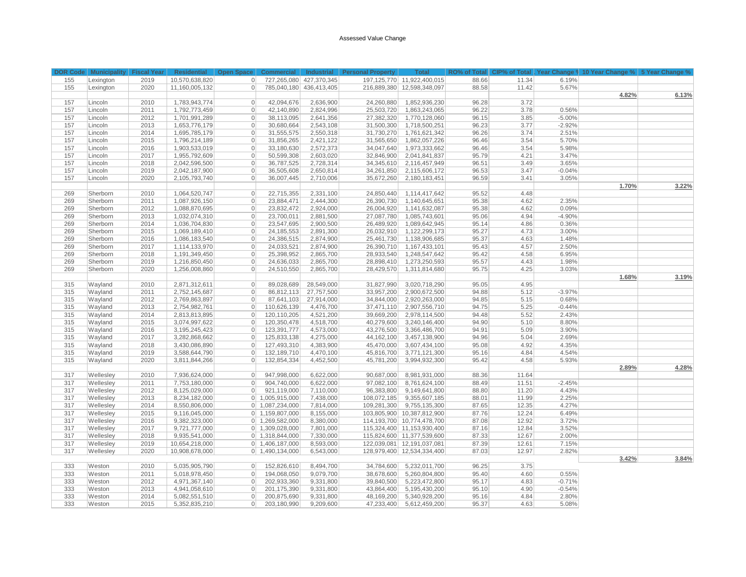Assessed Value Change

| DOR Code | Municipality | Fiscal Year | Residential | Open Space | Commercial | Industrial | Personal Property | Total | RO% of Total | CIP% of Total | Year Change % | 10 Year Change % | 5 Year Change % |
|---|---|---|---|---|---|---|---|---|---|---|---|---|---|
| 155 | Lexington | 2019 | 10,570,638,820 | 0 | 727,265,080 | 427,370,345 | 197,125,770 | 11,922,400,015 | 88.66 | 11.34 | 6.19% | | |
| 155 | Lexington | 2020 | 11,160,005,132 | 0 | 785,040,180 | 436,413,405 | 216,889,380 | 12,598,348,097 | 88.58 | 11.42 | 5.67% | | |
| | | | | | | | | | | | | **4.82%** | **6.13%** |
| 157 | Lincoln | 2010 | 1,783,943,774 | 0 | 42,094,676 | 2,636,900 | 24,260,880 | 1,852,936,230 | 96.28 | 3.72 | | | |
| 157 | Lincoln | 2011 | 1,792,773,459 | 0 | 42,140,890 | 2,824,996 | 25,503,720 | 1,863,243,065 | 96.22 | 3.78 | 0.56% | | |
| 157 | Lincoln | 2012 | 1,701,991,289 | 0 | 38,113,095 | 2,641,356 | 27,382,320 | 1,770,128,060 | 96.15 | 3.85 | -5.00% | | |
| 157 | Lincoln | 2013 | 1,653,776,179 | 0 | 30,680,664 | 2,543,108 | 31,500,300 | 1,718,500,251 | 96.23 | 3.77 | -2.92% | | |
| 157 | Lincoln | 2014 | 1,695,785,179 | 0 | 31,555,575 | 2,550,318 | 31,730,270 | 1,761,621,342 | 96.26 | 3.74 | 2.51% | | |
| 157 | Lincoln | 2015 | 1,796,214,189 | 0 | 31,856,265 | 2,421,122 | 31,565,650 | 1,862,057,226 | 96.46 | 3.54 | 5.70% | | |
| 157 | Lincoln | 2016 | 1,903,533,019 | 0 | 33,180,630 | 2,572,373 | 34,047,640 | 1,973,333,662 | 96.46 | 3.54 | 5.98% | | |
| 157 | Lincoln | 2017 | 1,955,792,609 | 0 | 50,599,308 | 2,603,020 | 32,846,900 | 2,041,841,837 | 95.79 | 4.21 | 3.47% | | |
| 157 | Lincoln | 2018 | 2,042,596,500 | 0 | 36,787,525 | 2,728,314 | 34,345,610 | 2,116,457,949 | 96.51 | 3.49 | 3.65% | | |
| 157 | Lincoln | 2019 | 2,042,187,900 | 0 | 36,505,608 | 2,650,814 | 34,261,850 | 2,115,606,172 | 96.53 | 3.47 | -0.04% | | |
| 157 | Lincoln | 2020 | 2,105,793,740 | 0 | 36,007,445 | 2,710,006 | 35,672,260 | 2,180,183,451 | 96.59 | 3.41 | 3.05% | | |
| | | | | | | | | | | | | **1.70%** | **3.22%** |
| 269 | Sherborn | 2010 | 1,064,520,747 | 0 | 22,715,355 | 2,331,100 | 24,850,440 | 1,114,417,642 | 95.52 | 4.48 | | | |
| 269 | Sherborn | 2011 | 1,087,926,150 | 0 | 23,884,471 | 2,444,300 | 26,390,730 | 1,140,645,651 | 95.38 | 4.62 | 2.35% | | |
| 269 | Sherborn | 2012 | 1,088,870,695 | 0 | 23,832,472 | 2,924,000 | 26,004,920 | 1,141,632,087 | 95.38 | 4.62 | 0.09% | | |
| 269 | Sherborn | 2013 | 1,032,074,310 | 0 | 23,700,011 | 2,881,500 | 27,087,780 | 1,085,743,601 | 95.06 | 4.94 | -4.90% | | |
| 269 | Sherborn | 2014 | 1,036,704,830 | 0 | 23,547,695 | 2,900,500 | 26,489,920 | 1,089,642,945 | 95.14 | 4.86 | 0.36% | | |
| 269 | Sherborn | 2015 | 1,069,189,410 | 0 | 24,185,553 | 2,891,300 | 26,032,910 | 1,122,299,173 | 95.27 | 4.73 | 3.00% | | |
| 269 | Sherborn | 2016 | 1,086,183,540 | 0 | 24,386,515 | 2,874,900 | 25,461,730 | 1,138,906,685 | 95.37 | 4.63 | 1.48% | | |
| 269 | Sherborn | 2017 | 1,114,133,970 | 0 | 24,033,521 | 2,874,900 | 26,390,710 | 1,167,433,101 | 95.43 | 4.57 | 2.50% | | |
| 269 | Sherborn | 2018 | 1,191,349,450 | 0 | 25,398,952 | 2,865,700 | 28,933,540 | 1,248,547,642 | 95.42 | 4.58 | 6.95% | | |
| 269 | Sherborn | 2019 | 1,216,850,450 | 0 | 24,636,033 | 2,865,700 | 28,898,410 | 1,273,250,593 | 95.57 | 4.43 | 1.98% | | |
| 269 | Sherborn | 2020 | 1,256,008,860 | 0 | 24,510,550 | 2,865,700 | 28,429,570 | 1,311,814,680 | 95.75 | 4.25 | 3.03% | | |
| | | | | | | | | | | | | **1.68%** | **3.19%** |
| 315 | Wayland | 2010 | 2,871,312,611 | 0 | 89,028,689 | 28,549,000 | 31,827,990 | 3,020,718,290 | 95.05 | 4.95 | | | |
| 315 | Wayland | 2011 | 2,752,145,687 | 0 | 86,812,113 | 27,757,500 | 33,957,200 | 2,900,672,500 | 94.88 | 5.12 | -3.97% | | |
| 315 | Wayland | 2012 | 2,769,863,897 | 0 | 87,641,103 | 27,914,000 | 34,844,000 | 2,920,263,000 | 94.85 | 5.15 | 0.68% | | |
| 315 | Wayland | 2013 | 2,754,982,761 | 0 | 110,626,139 | 4,476,700 | 37,471,110 | 2,907,556,710 | 94.75 | 5.25 | -0.44% | | |
| 315 | Wayland | 2014 | 2,813,813,895 | 0 | 120,110,205 | 4,521,200 | 39,669,200 | 2,978,114,500 | 94.48 | 5.52 | 2.43% | | |
| 315 | Wayland | 2015 | 3,074,997,622 | 0 | 120,350,478 | 4,518,700 | 40,279,600 | 3,240,146,400 | 94.90 | 5.10 | 8.80% | | |
| 315 | Wayland | 2016 | 3,195,245,423 | 0 | 123,391,777 | 4,573,000 | 43,276,500 | 3,366,486,700 | 94.91 | 5.09 | 3.90% | | |
| 315 | Wayland | 2017 | 3,282,868,662 | 0 | 125,833,138 | 4,275,000 | 44,162,100 | 3,457,138,900 | 94.96 | 5.04 | 2.69% | | |
| 315 | Wayland | 2018 | 3,430,086,890 | 0 | 127,493,310 | 4,383,900 | 45,470,000 | 3,607,434,100 | 95.08 | 4.92 | 4.35% | | |
| 315 | Wayland | 2019 | 3,588,644,790 | 0 | 132,189,710 | 4,470,100 | 45,816,700 | 3,771,121,300 | 95.16 | 4.84 | 4.54% | | |
| 315 | Wayland | 2020 | 3,811,844,266 | 0 | 132,854,334 | 4,452,500 | 45,781,200 | 3,994,932,300 | 95.42 | 4.58 | 5.93% | | |
| | | | | | | | | | | | | **2.89%** | **4.28%** |
| 317 | Wellesley | 2010 | 7,936,624,000 | 0 | 947,998,000 | 6,622,000 | 90,687,000 | 8,981,931,000 | 88.36 | 11.64 | | | |
| 317 | Wellesley | 2011 | 7,753,180,000 | 0 | 904,740,000 | 6,622,000 | 97,082,100 | 8,761,624,100 | 88.49 | 11.51 | -2.45% | | |
| 317 | Wellesley | 2012 | 8,125,029,000 | 0 | 921,119,000 | 7,110,000 | 96,383,800 | 9,149,641,800 | 88.80 | 11.20 | 4.43% | | |
| 317 | Wellesley | 2013 | 8,234,182,000 | 0 | 1,005,915,000 | 7,438,000 | 108,072,185 | 9,355,607,185 | 88.01 | 11.99 | 2.25% | | |
| 317 | Wellesley | 2014 | 8,550,806,000 | 0 | 1,087,234,000 | 7,814,000 | 109,281,300 | 9,755,135,300 | 87.65 | 12.35 | 4.27% | | |
| 317 | Wellesley | 2015 | 9,116,045,000 | 0 | 1,159,807,000 | 8,155,000 | 103,805,900 | 10,387,812,900 | 87.76 | 12.24 | 6.49% | | |
| 317 | Wellesley | 2016 | 9,382,323,000 | 0 | 1,269,582,000 | 8,380,000 | 114,193,700 | 10,774,478,700 | 87.08 | 12.92 | 3.72% | | |
| 317 | Wellesley | 2017 | 9,721,777,000 | 0 | 1,309,028,000 | 7,801,000 | 115,324,400 | 11,153,930,400 | 87.16 | 12.84 | 3.52% | | |
| 317 | Wellesley | 2018 | 9,935,541,000 | 0 | 1,318,844,000 | 7,330,000 | 115,824,600 | 11,377,539,600 | 87.33 | 12.67 | 2.00% | | |
| 317 | Wellesley | 2019 | 10,654,218,000 | 0 | 1,406,187,000 | 8,593,000 | 122,039,081 | 12,191,037,081 | 87.39 | 12.61 | 7.15% | | |
| 317 | Wellesley | 2020 | 10,908,678,000 | 0 | 1,490,134,000 | 6,543,000 | 128,979,400 | 12,534,334,400 | 87.03 | 12.97 | 2.82% | | |
| | | | | | | | | | | | | **3.42%** | **3.84%** |
| 333 | Weston | 2010 | 5,035,905,790 | 0 | 152,826,610 | 8,494,700 | 34,784,600 | 5,232,011,700 | 96.25 | 3.75 | | | |
| 333 | Weston | 2011 | 5,018,978,450 | 0 | 194,068,050 | 9,079,700 | 38,678,600 | 5,260,804,800 | 95.40 | 4.60 | 0.55% | | |
| 333 | Weston | 2012 | 4,971,367,140 | 0 | 202,933,360 | 9,331,800 | 39,840,500 | 5,223,472,800 | 95.17 | 4.83 | -0.71% | | |
| 333 | Weston | 2013 | 4,941,058,610 | 0 | 201,175,390 | 9,331,800 | 43,864,400 | 5,195,430,200 | 95.10 | 4.90 | -0.54% | | |
| 333 | Weston | 2014 | 5,082,551,510 | 0 | 200,875,690 | 9,331,800 | 48,169,200 | 5,340,928,200 | 95.16 | 4.84 | 2.80% | | |
| 333 | Weston | 2015 | 5,352,835,210 | 0 | 203,180,990 | 9,209,600 | 47,233,400 | 5,612,459,200 | 95.37 | 4.63 | 5.08% | | |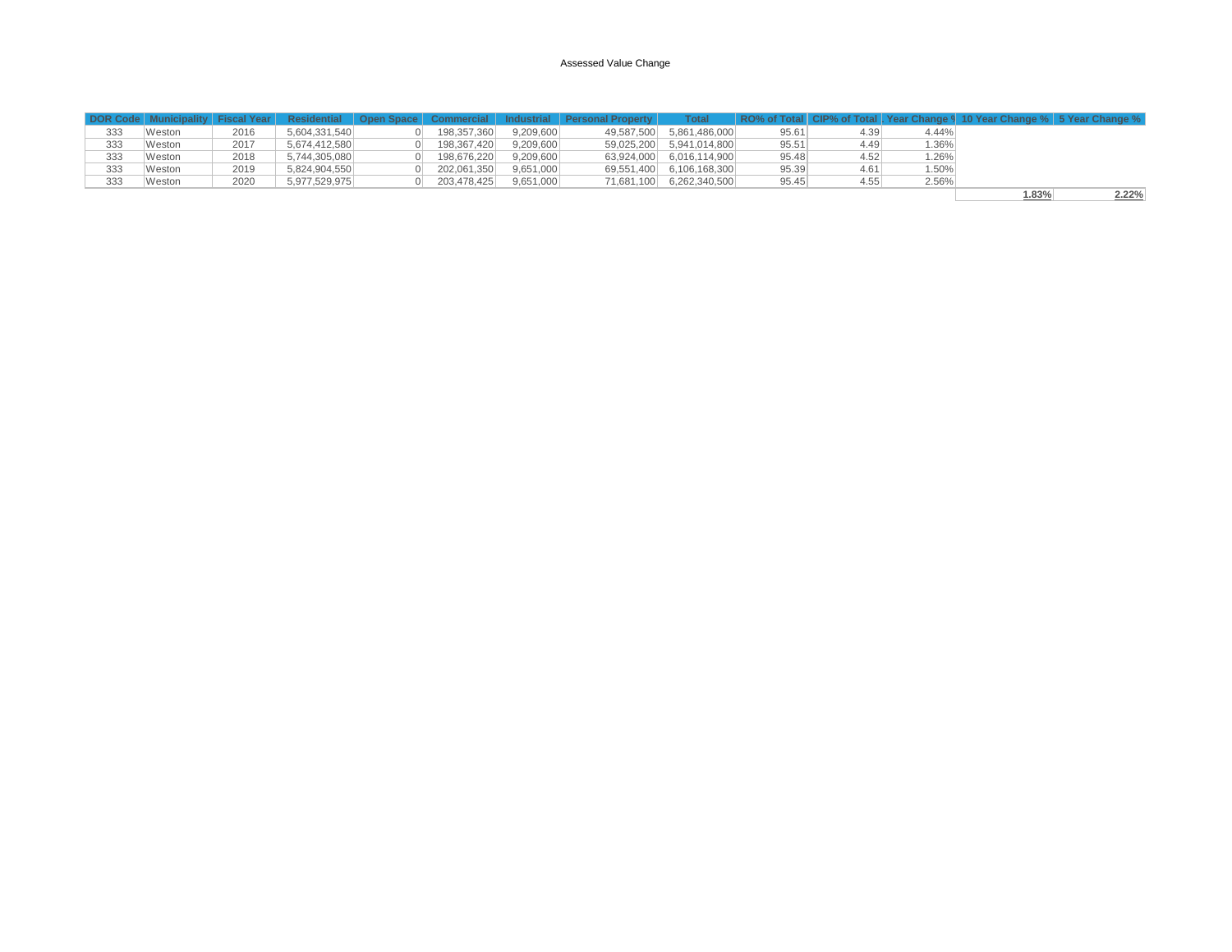Assessed Value Change

| DOR Code | Municipality | Fiscal Year | Residential | Open Space | Commercial | Industrial | Personal Property | Total | RO% of Total | CIP% of Total | 1 Year Change % | 10 Year Change % | 5 Year Change % |
|---|---|---|---|---|---|---|---|---|---|---|---|---|---|
| 333 | Weston | 2016 | 5,604,331,540 | 0 | 198,357,360 | 9,209,600 | 49,587,500 | 5,861,486,000 | 95.61 | 4.39 | 4.44% | | |
| 333 | Weston | 2017 | 5,674,412,580 | 0 | 198,367,420 | 9,209,600 | 59,025,200 | 5,941,014,800 | 95.51 | 4.49 | 1.36% | | |
| 333 | Weston | 2018 | 5,744,305,080 | 0 | 198,676,220 | 9,209,600 | 63,924,000 | 6,016,114,900 | 95.48 | 4.52 | 1.26% | | |
| 333 | Weston | 2019 | 5,824,904,550 | 0 | 202,061,350 | 9,651,000 | 69,551,400 | 6,106,168,300 | 95.39 | 4.61 | 1.50% | | |
| 333 | Weston | 2020 | 5,977,529,975 | 0 | 203,478,425 | 9,651,000 | 71,681,100 | 6,262,340,500 | 95.45 | 4.55 | 2.56% | | |
| | | | | | | | | | | | | **1.83%** | **2.22%** |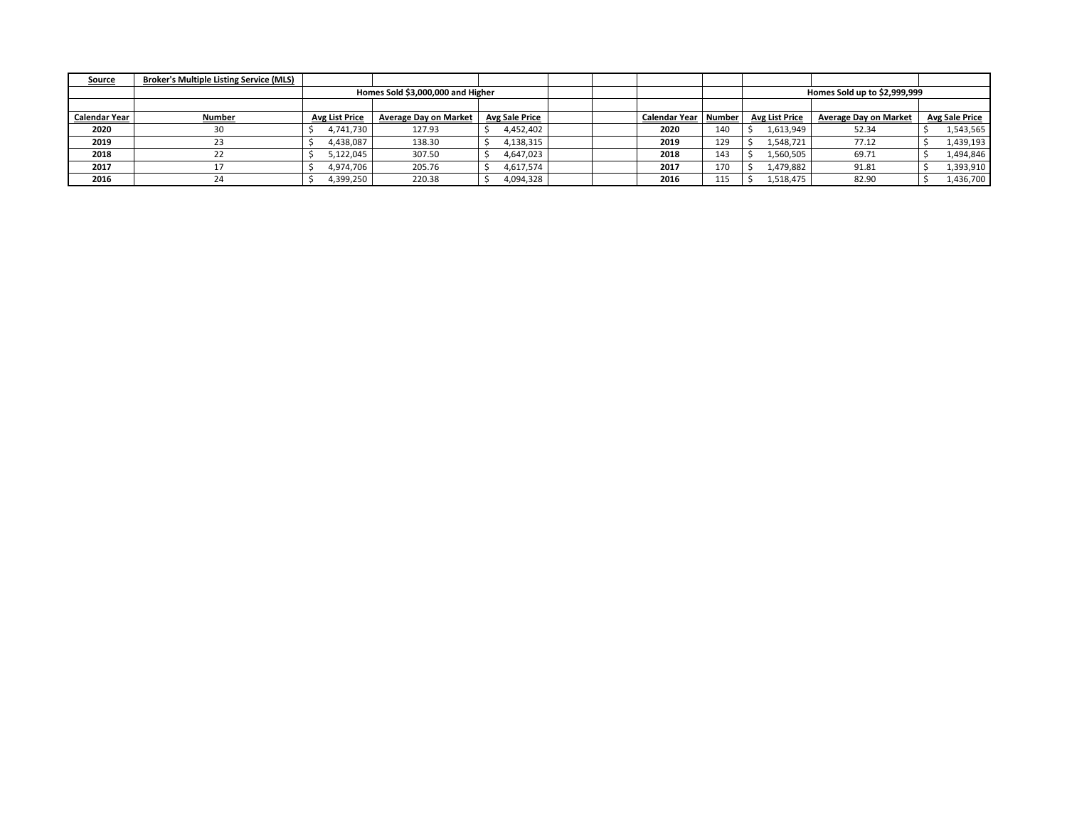| Source | Broker's Multiple Listing Service (MLS) | | | | | | | | | | |
|---|---|---|---|---|---|---|---|---|---|---|---|
| | | Homes Sold $3,000,000 and Higher | | | | | | | Homes Sold up to $2,999,999 | | |
| | | | | | | | | | | | |
| **Calendar Year** | **Number** | **Avg List Price** | **Average Day on Market** | **Avg Sale Price** | | | **Calendar Year** | **Number** | **Avg List Price** | **Average Day on Market** | **Avg Sale Price** |
| **2020** | 30 | $ 4,741,730 | 127.93 | $ 4,452,402 | | | **2020** | 140 | $ 1,613,949 | 52.34 | $ 1,543,565 |
| **2019** | 23 | $ 4,438,087 | 138.30 | $ 4,138,315 | | | **2019** | 129 | $ 1,548,721 | 77.12 | $ 1,439,193 |
| **2018** | 22 | $ 5,122,045 | 307.50 | $ 4,647,023 | | | **2018** | 143 | $ 1,560,505 | 69.71 | $ 1,494,846 |
| **2017** | 17 | $ 4,974,706 | 205.76 | $ 4,617,574 | | | **2017** | 170 | $ 1,479,882 | 91.81 | $ 1,393,910 |
| **2016** | 24 | $ 4,399,250 | 220.38 | $ 4,094,328 | | | **2016** | 115 | $ 1,518,475 | 82.90 | $ 1,436,700 |